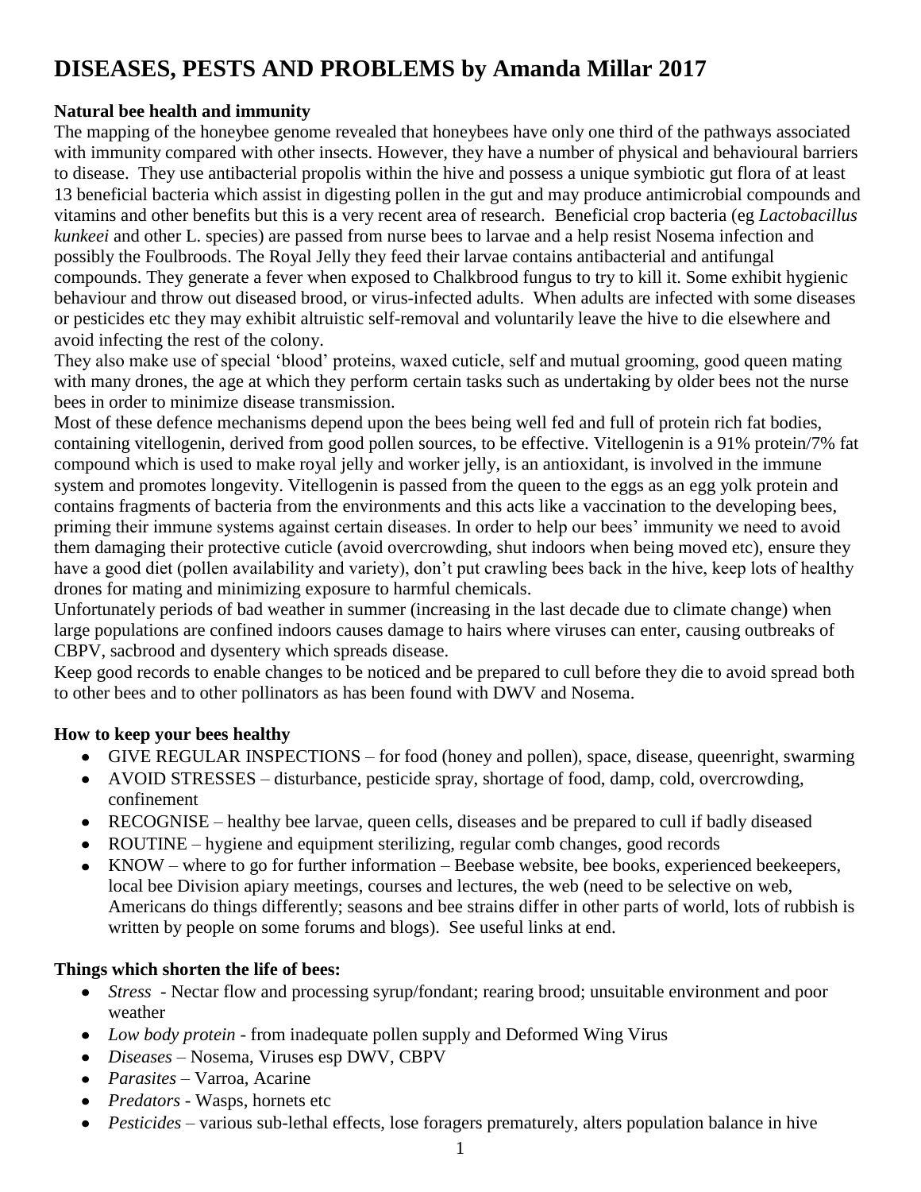# DISEASES, PESTS AND PROBLEMS by Amanda Millar 2017

**Natural bee health and immunity**

The mapping of the honeybee genome revealed that honeybees have only one third of the pathways associated with immunity compared with other insects. However, they have a number of physical and behavioural barriers to disease. They use antibacterial propolis within the hive and possess a unique symbiotic gut flora of at least 13 beneficial bacteria which assist in digesting pollen in the gut and may produce antimicrobial compounds and vitamins and other benefits but this is a very recent area of research. Beneficial crop bacteria (eg *Lactobacillus kunkeei* and other L. species) are passed from nurse bees to larvae and a help resist Nosema infection and possibly the Foulbroods. The Royal Jelly they feed their larvae contains antibacterial and antifungal compounds. They generate a fever when exposed to Chalkbrood fungus to try to kill it. Some exhibit hygienic behaviour and throw out diseased brood, or virus-infected adults. When adults are infected with some diseases or pesticides etc they may exhibit altruistic self-removal and voluntarily leave the hive to die elsewhere and avoid infecting the rest of the colony.

They also make use of special 'blood' proteins, waxed cuticle, self and mutual grooming, good queen mating with many drones, the age at which they perform certain tasks such as undertaking by older bees not the nurse bees in order to minimize disease transmission.

Most of these defence mechanisms depend upon the bees being well fed and full of protein rich fat bodies, containing vitellogenin, derived from good pollen sources, to be effective. Vitellogenin is a 91% protein/7% fat compound which is used to make royal jelly and worker jelly, is an antioxidant, is involved in the immune system and promotes longevity. Vitellogenin is passed from the queen to the eggs as an egg yolk protein and contains fragments of bacteria from the environments and this acts like a vaccination to the developing bees, priming their immune systems against certain diseases. In order to help our bees' immunity we need to avoid them damaging their protective cuticle (avoid overcrowding, shut indoors when being moved etc), ensure they have a good diet (pollen availability and variety), don't put crawling bees back in the hive, keep lots of healthy drones for mating and minimizing exposure to harmful chemicals.

Unfortunately periods of bad weather in summer (increasing in the last decade due to climate change) when large populations are confined indoors causes damage to hairs where viruses can enter, causing outbreaks of CBPV, sacbrood and dysentery which spreads disease.

Keep good records to enable changes to be noticed and be prepared to cull before they die to avoid spread both to other bees and to other pollinators as has been found with DWV and Nosema.

**How to keep your bees healthy**

- GIVE REGULAR INSPECTIONS – for food (honey and pollen), space, disease, queenright, swarming
- AVOID STRESSES – disturbance, pesticide spray, shortage of food, damp, cold, overcrowding, confinement
- RECOGNISE – healthy bee larvae, queen cells, diseases and be prepared to cull if badly diseased
- ROUTINE – hygiene and equipment sterilizing, regular comb changes, good records
- KNOW – where to go for further information – Beebase website, bee books, experienced beekeepers, local bee Division apiary meetings, courses and lectures, the web (need to be selective on web, Americans do things differently; seasons and bee strains differ in other parts of world, lots of rubbish is written by people on some forums and blogs). See useful links at end.

**Things which shorten the life of bees:**

- *Stress* - Nectar flow and processing syrup/fondant; rearing brood; unsuitable environment and poor weather
- *Low body protein* - from inadequate pollen supply and Deformed Wing Virus
- *Diseases* – Nosema, Viruses esp DWV, CBPV
- *Parasites* – Varroa, Acarine
- *Predators* - Wasps, hornets etc
- *Pesticides* – various sub-lethal effects, lose foragers prematurely, alters population balance in hive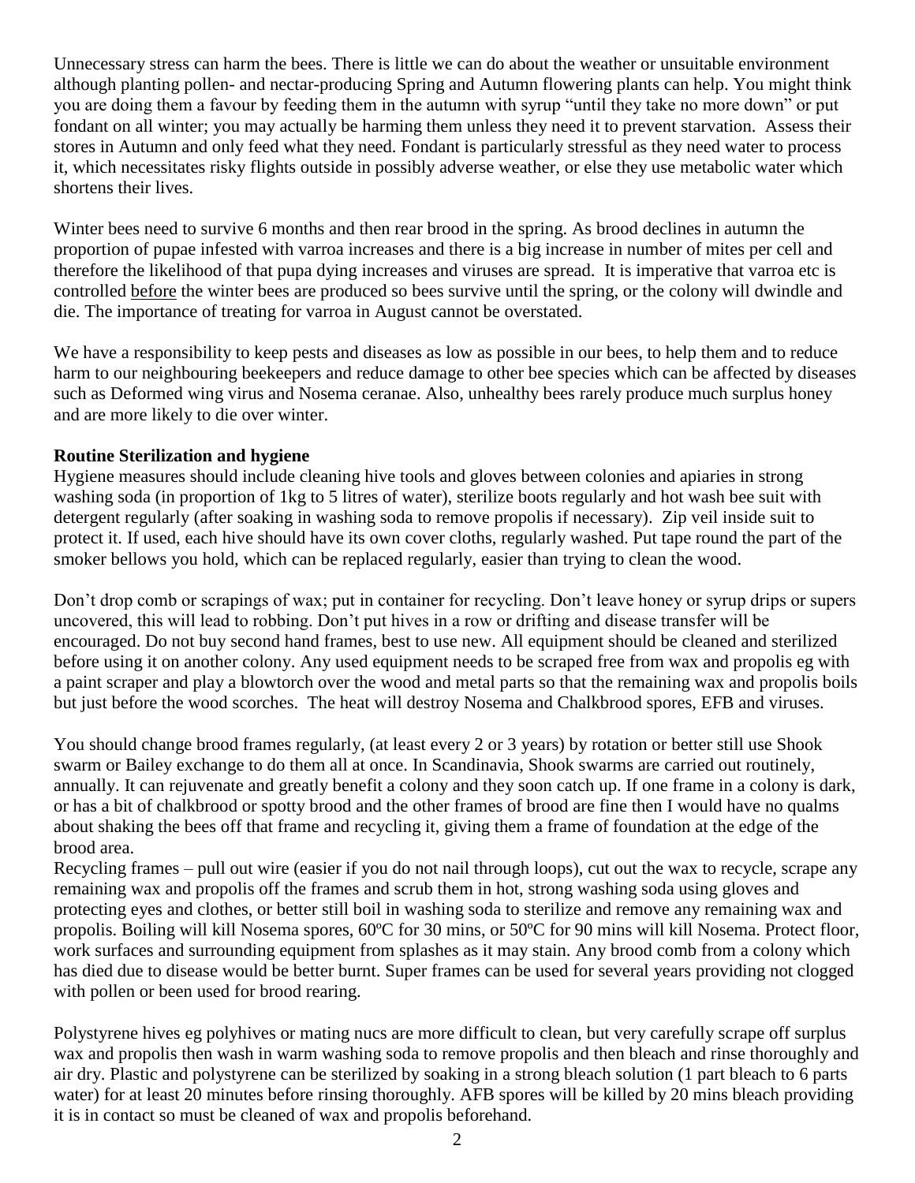Unnecessary stress can harm the bees. There is little we can do about the weather or unsuitable environment although planting pollen- and nectar-producing Spring and Autumn flowering plants can help. You might think you are doing them a favour by feeding them in the autumn with syrup "until they take no more down" or put fondant on all winter; you may actually be harming them unless they need it to prevent starvation. Assess their stores in Autumn and only feed what they need. Fondant is particularly stressful as they need water to process it, which necessitates risky flights outside in possibly adverse weather, or else they use metabolic water which shortens their lives.

Winter bees need to survive 6 months and then rear brood in the spring. As brood declines in autumn the proportion of pupae infested with varroa increases and there is a big increase in number of mites per cell and therefore the likelihood of that pupa dying increases and viruses are spread. It is imperative that varroa etc is controlled <u>before</u> the winter bees are produced so bees survive until the spring, or the colony will dwindle and die. The importance of treating for varroa in August cannot be overstated.

We have a responsibility to keep pests and diseases as low as possible in our bees, to help them and to reduce harm to our neighbouring beekeepers and reduce damage to other bee species which can be affected by diseases such as Deformed wing virus and Nosema ceranae. Also, unhealthy bees rarely produce much surplus honey and are more likely to die over winter.

**Routine Sterilization and hygiene**

Hygiene measures should include cleaning hive tools and gloves between colonies and apiaries in strong washing soda (in proportion of 1kg to 5 litres of water), sterilize boots regularly and hot wash bee suit with detergent regularly (after soaking in washing soda to remove propolis if necessary). Zip veil inside suit to protect it. If used, each hive should have its own cover cloths, regularly washed. Put tape round the part of the smoker bellows you hold, which can be replaced regularly, easier than trying to clean the wood.

Don't drop comb or scrapings of wax; put in container for recycling. Don't leave honey or syrup drips or supers uncovered, this will lead to robbing. Don't put hives in a row or drifting and disease transfer will be encouraged. Do not buy second hand frames, best to use new. All equipment should be cleaned and sterilized before using it on another colony. Any used equipment needs to be scraped free from wax and propolis eg with a paint scraper and play a blowtorch over the wood and metal parts so that the remaining wax and propolis boils but just before the wood scorches. The heat will destroy Nosema and Chalkbrood spores, EFB and viruses.

You should change brood frames regularly, (at least every 2 or 3 years) by rotation or better still use Shook swarm or Bailey exchange to do them all at once. In Scandinavia, Shook swarms are carried out routinely, annually. It can rejuvenate and greatly benefit a colony and they soon catch up. If one frame in a colony is dark, or has a bit of chalkbrood or spotty brood and the other frames of brood are fine then I would have no qualms about shaking the bees off that frame and recycling it, giving them a frame of foundation at the edge of the brood area.

Recycling frames – pull out wire (easier if you do not nail through loops), cut out the wax to recycle, scrape any remaining wax and propolis off the frames and scrub them in hot, strong washing soda using gloves and protecting eyes and clothes, or better still boil in washing soda to sterilize and remove any remaining wax and propolis. Boiling will kill Nosema spores, 60ºC for 30 mins, or 50ºC for 90 mins will kill Nosema. Protect floor, work surfaces and surrounding equipment from splashes as it may stain. Any brood comb from a colony which has died due to disease would be better burnt. Super frames can be used for several years providing not clogged with pollen or been used for brood rearing.

Polystyrene hives eg polyhives or mating nucs are more difficult to clean, but very carefully scrape off surplus wax and propolis then wash in warm washing soda to remove propolis and then bleach and rinse thoroughly and air dry. Plastic and polystyrene can be sterilized by soaking in a strong bleach solution (1 part bleach to 6 parts water) for at least 20 minutes before rinsing thoroughly. AFB spores will be killed by 20 mins bleach providing it is in contact so must be cleaned of wax and propolis beforehand.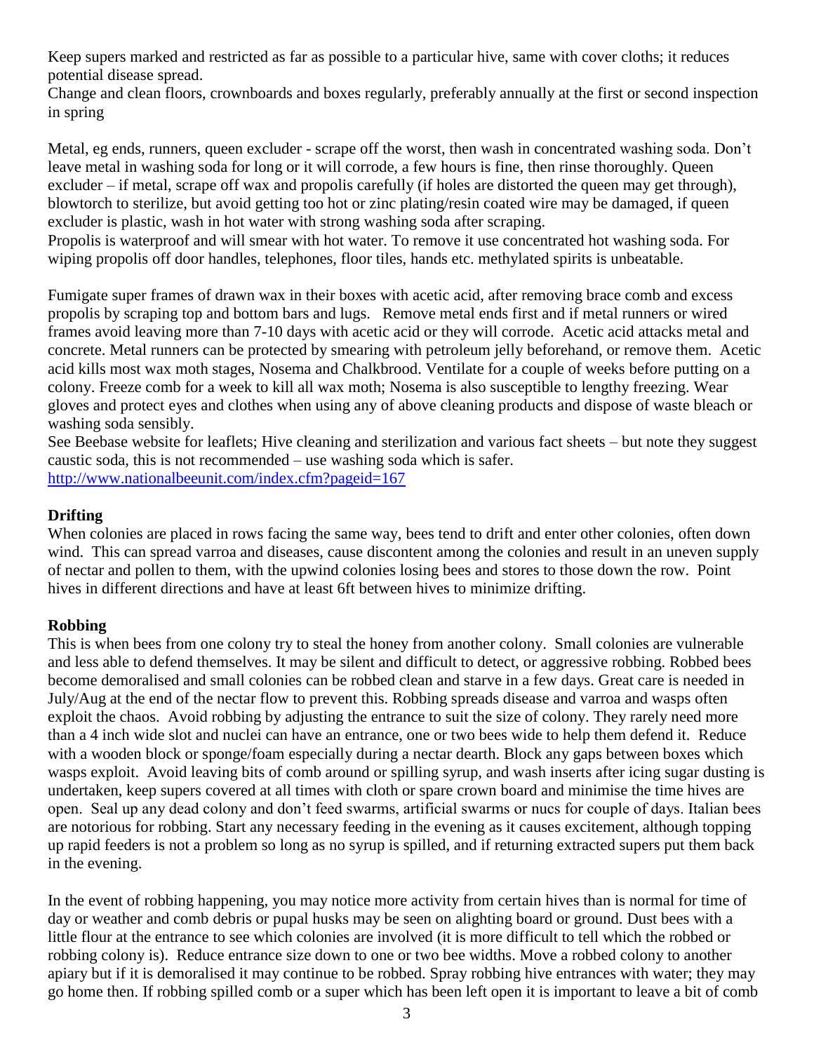Keep supers marked and restricted as far as possible to a particular hive, same with cover cloths; it reduces potential disease spread.
Change and clean floors, crownboards and boxes regularly, preferably annually at the first or second inspection in spring

Metal, eg ends, runners, queen excluder - scrape off the worst, then wash in concentrated washing soda. Don't leave metal in washing soda for long or it will corrode, a few hours is fine, then rinse thoroughly. Queen excluder – if metal, scrape off wax and propolis carefully (if holes are distorted the queen may get through), blowtorch to sterilize, but avoid getting too hot or zinc plating/resin coated wire may be damaged, if queen excluder is plastic, wash in hot water with strong washing soda after scraping.
Propolis is waterproof and will smear with hot water. To remove it use concentrated hot washing soda. For wiping propolis off door handles, telephones, floor tiles, hands etc. methylated spirits is unbeatable.

Fumigate super frames of drawn wax in their boxes with acetic acid, after removing brace comb and excess propolis by scraping top and bottom bars and lugs. Remove metal ends first and if metal runners or wired frames avoid leaving more than 7-10 days with acetic acid or they will corrode. Acetic acid attacks metal and concrete. Metal runners can be protected by smearing with petroleum jelly beforehand, or remove them. Acetic acid kills most wax moth stages, Nosema and Chalkbrood. Ventilate for a couple of weeks before putting on a colony. Freeze comb for a week to kill all wax moth; Nosema is also susceptible to lengthy freezing. Wear gloves and protect eyes and clothes when using any of above cleaning products and dispose of waste bleach or washing soda sensibly.
See Beebase website for leaflets; Hive cleaning and sterilization and various fact sheets – but note they suggest caustic soda, this is not recommended – use washing soda which is safer.
http://www.nationalbeeunit.com/index.cfm?pageid=167

**Drifting**
When colonies are placed in rows facing the same way, bees tend to drift and enter other colonies, often down wind. This can spread varroa and diseases, cause discontent among the colonies and result in an uneven supply of nectar and pollen to them, with the upwind colonies losing bees and stores to those down the row. Point hives in different directions and have at least 6ft between hives to minimize drifting.

**Robbing**
This is when bees from one colony try to steal the honey from another colony. Small colonies are vulnerable and less able to defend themselves. It may be silent and difficult to detect, or aggressive robbing. Robbed bees become demoralised and small colonies can be robbed clean and starve in a few days. Great care is needed in July/Aug at the end of the nectar flow to prevent this. Robbing spreads disease and varroa and wasps often exploit the chaos. Avoid robbing by adjusting the entrance to suit the size of colony. They rarely need more than a 4 inch wide slot and nuclei can have an entrance, one or two bees wide to help them defend it. Reduce with a wooden block or sponge/foam especially during a nectar dearth. Block any gaps between boxes which wasps exploit. Avoid leaving bits of comb around or spilling syrup, and wash inserts after icing sugar dusting is undertaken, keep supers covered at all times with cloth or spare crown board and minimise the time hives are open. Seal up any dead colony and don't feed swarms, artificial swarms or nucs for couple of days. Italian bees are notorious for robbing. Start any necessary feeding in the evening as it causes excitement, although topping up rapid feeders is not a problem so long as no syrup is spilled, and if returning extracted supers put them back in the evening.

In the event of robbing happening, you may notice more activity from certain hives than is normal for time of day or weather and comb debris or pupal husks may be seen on alighting board or ground. Dust bees with a little flour at the entrance to see which colonies are involved (it is more difficult to tell which the robbed or robbing colony is). Reduce entrance size down to one or two bee widths. Move a robbed colony to another apiary but if it is demoralised it may continue to be robbed. Spray robbing hive entrances with water; they may go home then. If robbing spilled comb or a super which has been left open it is important to leave a bit of comb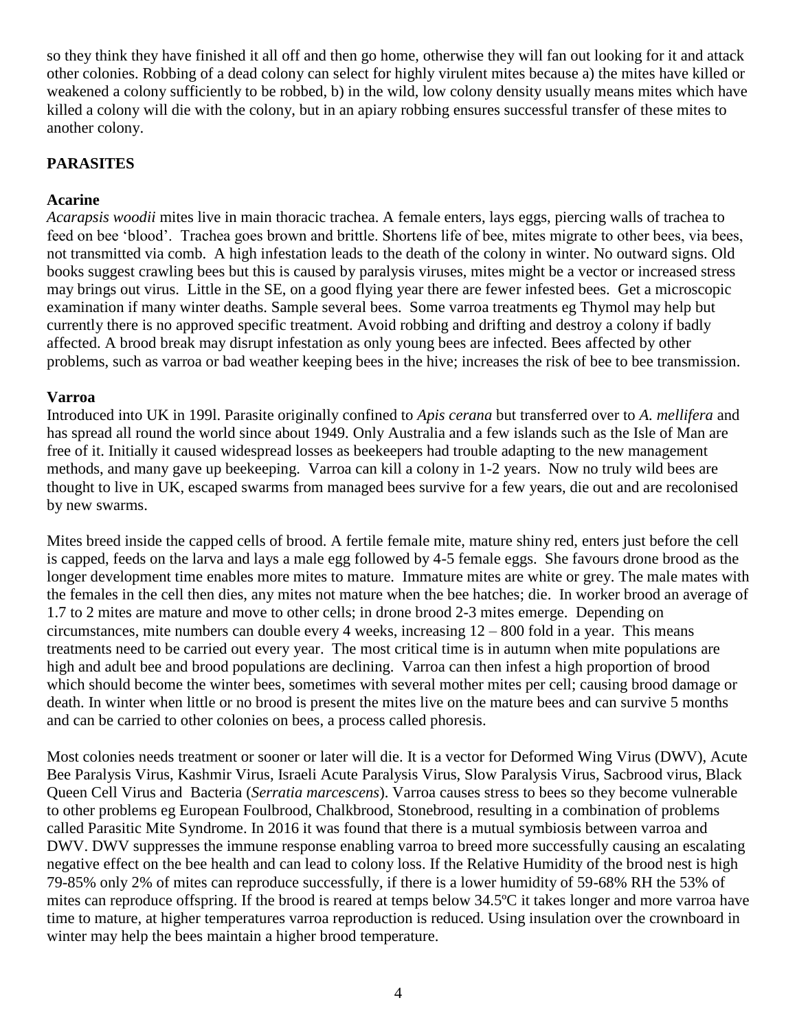so they think they have finished it all off and then go home, otherwise they will fan out looking for it and attack other colonies. Robbing of a dead colony can select for highly virulent mites because a) the mites have killed or weakened a colony sufficiently to be robbed, b) in the wild, low colony density usually means mites which have killed a colony will die with the colony, but in an apiary robbing ensures successful transfer of these mites to another colony.

## PARASITES

### Acarine

*Acarapsis woodii* mites live in main thoracic trachea. A female enters, lays eggs, piercing walls of trachea to feed on bee 'blood'. Trachea goes brown and brittle. Shortens life of bee, mites migrate to other bees, via bees, not transmitted via comb. A high infestation leads to the death of the colony in winter. No outward signs. Old books suggest crawling bees but this is caused by paralysis viruses, mites might be a vector or increased stress may brings out virus. Little in the SE, on a good flying year there are fewer infested bees. Get a microscopic examination if many winter deaths. Sample several bees. Some varroa treatments eg Thymol may help but currently there is no approved specific treatment. Avoid robbing and drifting and destroy a colony if badly affected. A brood break may disrupt infestation as only young bees are infected. Bees affected by other problems, such as varroa or bad weather keeping bees in the hive; increases the risk of bee to bee transmission.

### Varroa

Introduced into UK in 199l. Parasite originally confined to *Apis cerana* but transferred over to *A. mellifera* and has spread all round the world since about 1949. Only Australia and a few islands such as the Isle of Man are free of it. Initially it caused widespread losses as beekeepers had trouble adapting to the new management methods, and many gave up beekeeping. Varroa can kill a colony in 1-2 years. Now no truly wild bees are thought to live in UK, escaped swarms from managed bees survive for a few years, die out and are recolonised by new swarms.

Mites breed inside the capped cells of brood. A fertile female mite, mature shiny red, enters just before the cell is capped, feeds on the larva and lays a male egg followed by 4-5 female eggs. She favours drone brood as the longer development time enables more mites to mature. Immature mites are white or grey. The male mates with the females in the cell then dies, any mites not mature when the bee hatches; die. In worker brood an average of 1.7 to 2 mites are mature and move to other cells; in drone brood 2-3 mites emerge. Depending on circumstances, mite numbers can double every 4 weeks, increasing 12 – 800 fold in a year. This means treatments need to be carried out every year. The most critical time is in autumn when mite populations are high and adult bee and brood populations are declining. Varroa can then infest a high proportion of brood which should become the winter bees, sometimes with several mother mites per cell; causing brood damage or death. In winter when little or no brood is present the mites live on the mature bees and can survive 5 months and can be carried to other colonies on bees, a process called phoresis.

Most colonies needs treatment or sooner or later will die. It is a vector for Deformed Wing Virus (DWV), Acute Bee Paralysis Virus, Kashmir Virus, Israeli Acute Paralysis Virus, Slow Paralysis Virus, Sacbrood virus, Black Queen Cell Virus and Bacteria (*Serratia marcescens*). Varroa causes stress to bees so they become vulnerable to other problems eg European Foulbrood, Chalkbrood, Stonebrood, resulting in a combination of problems called Parasitic Mite Syndrome. In 2016 it was found that there is a mutual symbiosis between varroa and DWV. DWV suppresses the immune response enabling varroa to breed more successfully causing an escalating negative effect on the bee health and can lead to colony loss. If the Relative Humidity of the brood nest is high 79-85% only 2% of mites can reproduce successfully, if there is a lower humidity of 59-68% RH the 53% of mites can reproduce offspring. If the brood is reared at temps below 34.5ºC it takes longer and more varroa have time to mature, at higher temperatures varroa reproduction is reduced. Using insulation over the crownboard in winter may help the bees maintain a higher brood temperature.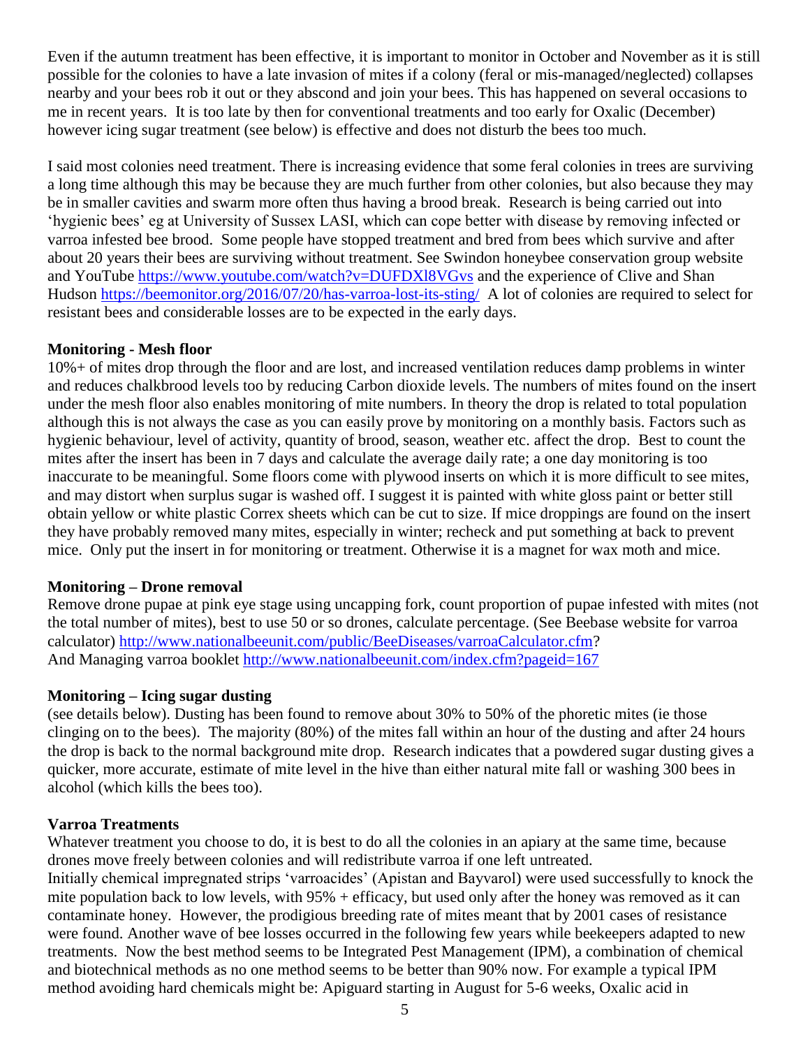Even if the autumn treatment has been effective, it is important to monitor in October and November as it is still possible for the colonies to have a late invasion of mites if a colony (feral or mis-managed/neglected) collapses nearby and your bees rob it out or they abscond and join your bees. This has happened on several occasions to me in recent years. It is too late by then for conventional treatments and too early for Oxalic (December) however icing sugar treatment (see below) is effective and does not disturb the bees too much.

I said most colonies need treatment. There is increasing evidence that some feral colonies in trees are surviving a long time although this may be because they are much further from other colonies, but also because they may be in smaller cavities and swarm more often thus having a brood break. Research is being carried out into 'hygienic bees' eg at University of Sussex LASI, which can cope better with disease by removing infected or varroa infested bee brood. Some people have stopped treatment and bred from bees which survive and after about 20 years their bees are surviving without treatment. See Swindon honeybee conservation group website and YouTube https://www.youtube.com/watch?v=DUFDXl8VGvs and the experience of Clive and Shan Hudson https://beemonitor.org/2016/07/20/has-varroa-lost-its-sting/ A lot of colonies are required to select for resistant bees and considerable losses are to be expected in the early days.

**Monitoring - Mesh floor**

10%+ of mites drop through the floor and are lost, and increased ventilation reduces damp problems in winter and reduces chalkbrood levels too by reducing Carbon dioxide levels. The numbers of mites found on the insert under the mesh floor also enables monitoring of mite numbers. In theory the drop is related to total population although this is not always the case as you can easily prove by monitoring on a monthly basis. Factors such as hygienic behaviour, level of activity, quantity of brood, season, weather etc. affect the drop. Best to count the mites after the insert has been in 7 days and calculate the average daily rate; a one day monitoring is too inaccurate to be meaningful. Some floors come with plywood inserts on which it is more difficult to see mites, and may distort when surplus sugar is washed off. I suggest it is painted with white gloss paint or better still obtain yellow or white plastic Correx sheets which can be cut to size. If mice droppings are found on the insert they have probably removed many mites, especially in winter; recheck and put something at back to prevent mice. Only put the insert in for monitoring or treatment. Otherwise it is a magnet for wax moth and mice.

**Monitoring – Drone removal**

Remove drone pupae at pink eye stage using uncapping fork, count proportion of pupae infested with mites (not the total number of mites), best to use 50 or so drones, calculate percentage. (See Beebase website for varroa calculator) http://www.nationalbeeunit.com/public/BeeDiseases/varroaCalculator.cfm?
And Managing varroa booklet http://www.nationalbeeunit.com/index.cfm?pageid=167

**Monitoring – Icing sugar dusting**

(see details below). Dusting has been found to remove about 30% to 50% of the phoretic mites (ie those clinging on to the bees). The majority (80%) of the mites fall within an hour of the dusting and after 24 hours the drop is back to the normal background mite drop. Research indicates that a powdered sugar dusting gives a quicker, more accurate, estimate of mite level in the hive than either natural mite fall or washing 300 bees in alcohol (which kills the bees too).

**Varroa Treatments**

Whatever treatment you choose to do, it is best to do all the colonies in an apiary at the same time, because drones move freely between colonies and will redistribute varroa if one left untreated.
Initially chemical impregnated strips 'varroacides' (Apistan and Bayvarol) were used successfully to knock the mite population back to low levels, with 95% + efficacy, but used only after the honey was removed as it can contaminate honey. However, the prodigious breeding rate of mites meant that by 2001 cases of resistance were found. Another wave of bee losses occurred in the following few years while beekeepers adapted to new treatments. Now the best method seems to be Integrated Pest Management (IPM), a combination of chemical and biotechnical methods as no one method seems to be better than 90% now. For example a typical IPM method avoiding hard chemicals might be: Apiguard starting in August for 5-6 weeks, Oxalic acid in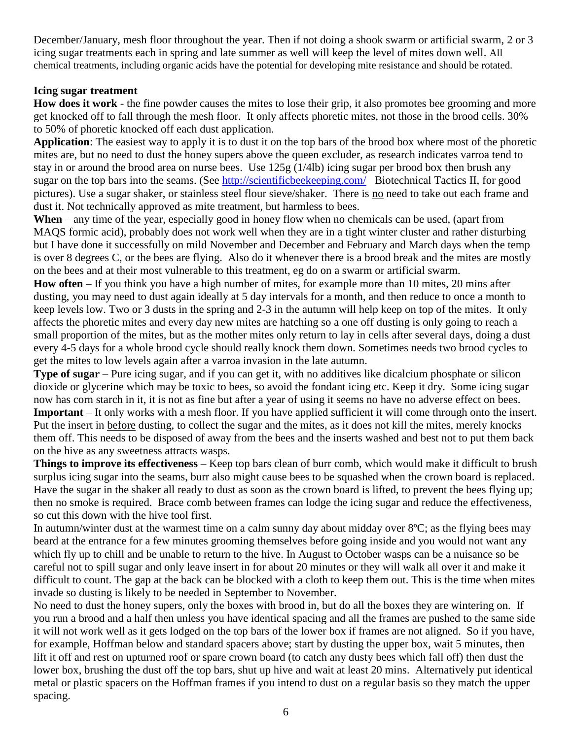December/January, mesh floor throughout the year. Then if not doing a shook swarm or artificial swarm, 2 or 3 icing sugar treatments each in spring and late summer as well will keep the level of mites down well. All chemical treatments, including organic acids have the potential for developing mite resistance and should be rotated.

### Icing sugar treatment

**How does it work** - the fine powder causes the mites to lose their grip, it also promotes bee grooming and more get knocked off to fall through the mesh floor. It only affects phoretic mites, not those in the brood cells. 30% to 50% of phoretic knocked off each dust application.

**Application**: The easiest way to apply it is to dust it on the top bars of the brood box where most of the phoretic mites are, but no need to dust the honey supers above the queen excluder, as research indicates varroa tend to stay in or around the brood area on nurse bees. Use 125g (1/4lb) icing sugar per brood box then brush any sugar on the top bars into the seams. (See [http://scientificbeekeeping.com/](http://scientificbeekeeping.com/) Biotechnical Tactics II, for good pictures). Use a sugar shaker, or stainless steel flour sieve/shaker. There is <u>no</u> need to take out each frame and dust it. Not technically approved as mite treatment, but harmless to bees.

**When** – any time of the year, especially good in honey flow when no chemicals can be used, (apart from MAQS formic acid), probably does not work well when they are in a tight winter cluster and rather disturbing but I have done it successfully on mild November and December and February and March days when the temp is over 8 degrees C, or the bees are flying. Also do it whenever there is a brood break and the mites are mostly on the bees and at their most vulnerable to this treatment, eg do on a swarm or artificial swarm.

**How often** – If you think you have a high number of mites, for example more than 10 mites, 20 mins after dusting, you may need to dust again ideally at 5 day intervals for a month, and then reduce to once a month to keep levels low. Two or 3 dusts in the spring and 2-3 in the autumn will help keep on top of the mites. It only affects the phoretic mites and every day new mites are hatching so a one off dusting is only going to reach a small proportion of the mites, but as the mother mites only return to lay in cells after several days, doing a dust every 4-5 days for a whole brood cycle should really knock them down. Sometimes needs two brood cycles to get the mites to low levels again after a varroa invasion in the late autumn.

**Type of sugar** – Pure icing sugar, and if you can get it, with no additives like dicalcium phosphate or silicon dioxide or glycerine which may be toxic to bees, so avoid the fondant icing etc. Keep it dry. Some icing sugar now has corn starch in it, it is not as fine but after a year of using it seems no have no adverse effect on bees.

**Important** – It only works with a mesh floor. If you have applied sufficient it will come through onto the insert. Put the insert in <u>before</u> dusting, to collect the sugar and the mites, as it does not kill the mites, merely knocks them off. This needs to be disposed of away from the bees and the inserts washed and best not to put them back on the hive as any sweetness attracts wasps.

**Things to improve its effectiveness** – Keep top bars clean of burr comb, which would make it difficult to brush surplus icing sugar into the seams, burr also might cause bees to be squashed when the crown board is replaced. Have the sugar in the shaker all ready to dust as soon as the crown board is lifted, to prevent the bees flying up; then no smoke is required. Brace comb between frames can lodge the icing sugar and reduce the effectiveness, so cut this down with the hive tool first.

In autumn/winter dust at the warmest time on a calm sunny day about midday over 8ºC; as the flying bees may beard at the entrance for a few minutes grooming themselves before going inside and you would not want any which fly up to chill and be unable to return to the hive. In August to October wasps can be a nuisance so be careful not to spill sugar and only leave insert in for about 20 minutes or they will walk all over it and make it difficult to count. The gap at the back can be blocked with a cloth to keep them out. This is the time when mites invade so dusting is likely to be needed in September to November.

No need to dust the honey supers, only the boxes with brood in, but do all the boxes they are wintering on. If you run a brood and a half then unless you have identical spacing and all the frames are pushed to the same side it will not work well as it gets lodged on the top bars of the lower box if frames are not aligned. So if you have, for example, Hoffman below and standard spacers above; start by dusting the upper box, wait 5 minutes, then lift it off and rest on upturned roof or spare crown board (to catch any dusty bees which fall off) then dust the lower box, brushing the dust off the top bars, shut up hive and wait at least 20 mins. Alternatively put identical metal or plastic spacers on the Hoffman frames if you intend to dust on a regular basis so they match the upper spacing.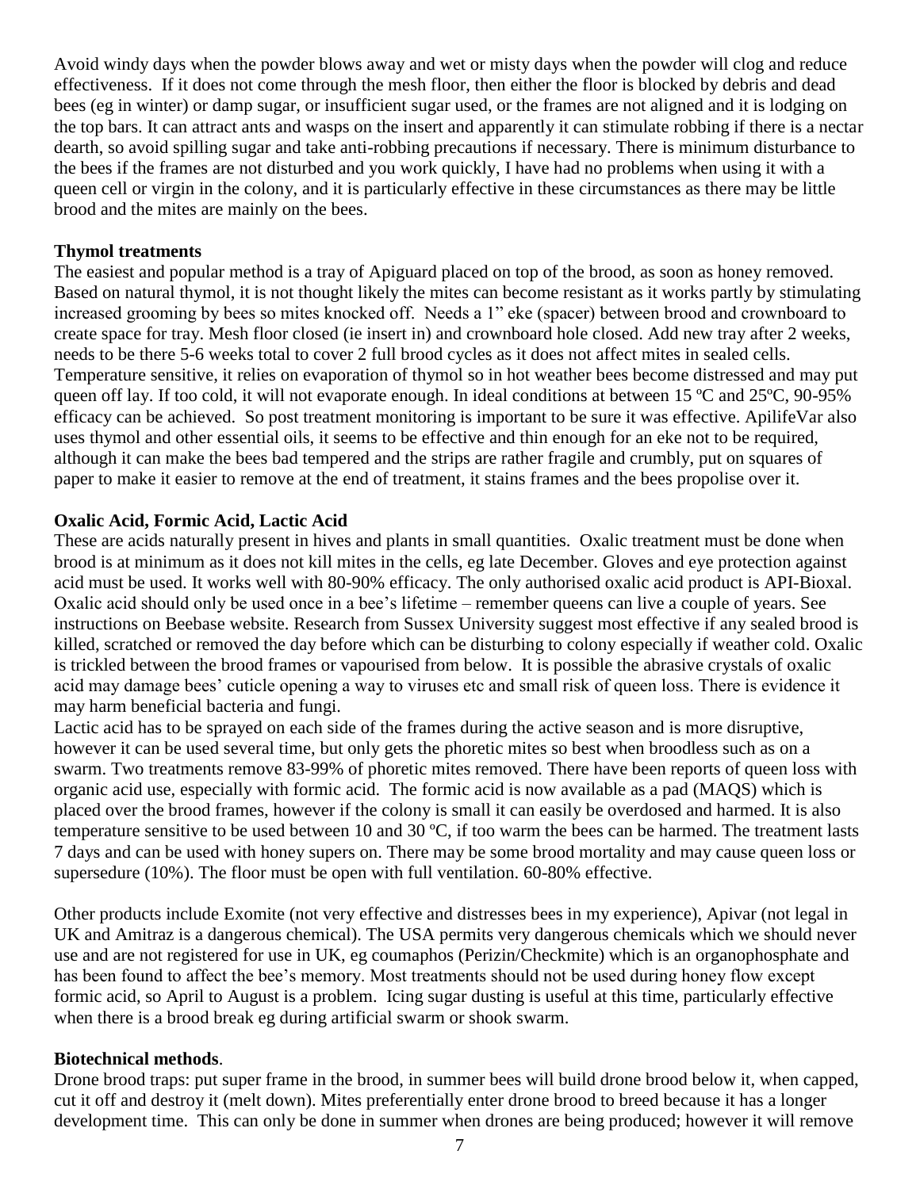Avoid windy days when the powder blows away and wet or misty days when the powder will clog and reduce effectiveness. If it does not come through the mesh floor, then either the floor is blocked by debris and dead bees (eg in winter) or damp sugar, or insufficient sugar used, or the frames are not aligned and it is lodging on the top bars. It can attract ants and wasps on the insert and apparently it can stimulate robbing if there is a nectar dearth, so avoid spilling sugar and take anti-robbing precautions if necessary. There is minimum disturbance to the bees if the frames are not disturbed and you work quickly, I have had no problems when using it with a queen cell or virgin in the colony, and it is particularly effective in these circumstances as there may be little brood and the mites are mainly on the bees.

**Thymol treatments**

The easiest and popular method is a tray of Apiguard placed on top of the brood, as soon as honey removed. Based on natural thymol, it is not thought likely the mites can become resistant as it works partly by stimulating increased grooming by bees so mites knocked off. Needs a 1" eke (spacer) between brood and crownboard to create space for tray. Mesh floor closed (ie insert in) and crownboard hole closed. Add new tray after 2 weeks, needs to be there 5-6 weeks total to cover 2 full brood cycles as it does not affect mites in sealed cells. Temperature sensitive, it relies on evaporation of thymol so in hot weather bees become distressed and may put queen off lay. If too cold, it will not evaporate enough. In ideal conditions at between 15 ºC and 25ºC, 90-95% efficacy can be achieved. So post treatment monitoring is important to be sure it was effective. ApilifeVar also uses thymol and other essential oils, it seems to be effective and thin enough for an eke not to be required, although it can make the bees bad tempered and the strips are rather fragile and crumbly, put on squares of paper to make it easier to remove at the end of treatment, it stains frames and the bees propolise over it.

**Oxalic Acid, Formic Acid, Lactic Acid**

These are acids naturally present in hives and plants in small quantities. Oxalic treatment must be done when brood is at minimum as it does not kill mites in the cells, eg late December. Gloves and eye protection against acid must be used. It works well with 80-90% efficacy. The only authorised oxalic acid product is API-Bioxal. Oxalic acid should only be used once in a bee's lifetime – remember queens can live a couple of years. See instructions on Beebase website. Research from Sussex University suggest most effective if any sealed brood is killed, scratched or removed the day before which can be disturbing to colony especially if weather cold. Oxalic is trickled between the brood frames or vapourised from below. It is possible the abrasive crystals of oxalic acid may damage bees' cuticle opening a way to viruses etc and small risk of queen loss. There is evidence it may harm beneficial bacteria and fungi.

Lactic acid has to be sprayed on each side of the frames during the active season and is more disruptive, however it can be used several time, but only gets the phoretic mites so best when broodless such as on a swarm. Two treatments remove 83-99% of phoretic mites removed. There have been reports of queen loss with organic acid use, especially with formic acid. The formic acid is now available as a pad (MAQS) which is placed over the brood frames, however if the colony is small it can easily be overdosed and harmed. It is also temperature sensitive to be used between 10 and 30 ºC, if too warm the bees can be harmed. The treatment lasts 7 days and can be used with honey supers on. There may be some brood mortality and may cause queen loss or supersedure (10%). The floor must be open with full ventilation. 60-80% effective.

Other products include Exomite (not very effective and distresses bees in my experience), Apivar (not legal in UK and Amitraz is a dangerous chemical). The USA permits very dangerous chemicals which we should never use and are not registered for use in UK, eg coumaphos (Perizin/Checkmite) which is an organophosphate and has been found to affect the bee's memory. Most treatments should not be used during honey flow except formic acid, so April to August is a problem. Icing sugar dusting is useful at this time, particularly effective when there is a brood break eg during artificial swarm or shook swarm.

**Biotechnical methods**.

Drone brood traps: put super frame in the brood, in summer bees will build drone brood below it, when capped, cut it off and destroy it (melt down). Mites preferentially enter drone brood to breed because it has a longer development time. This can only be done in summer when drones are being produced; however it will remove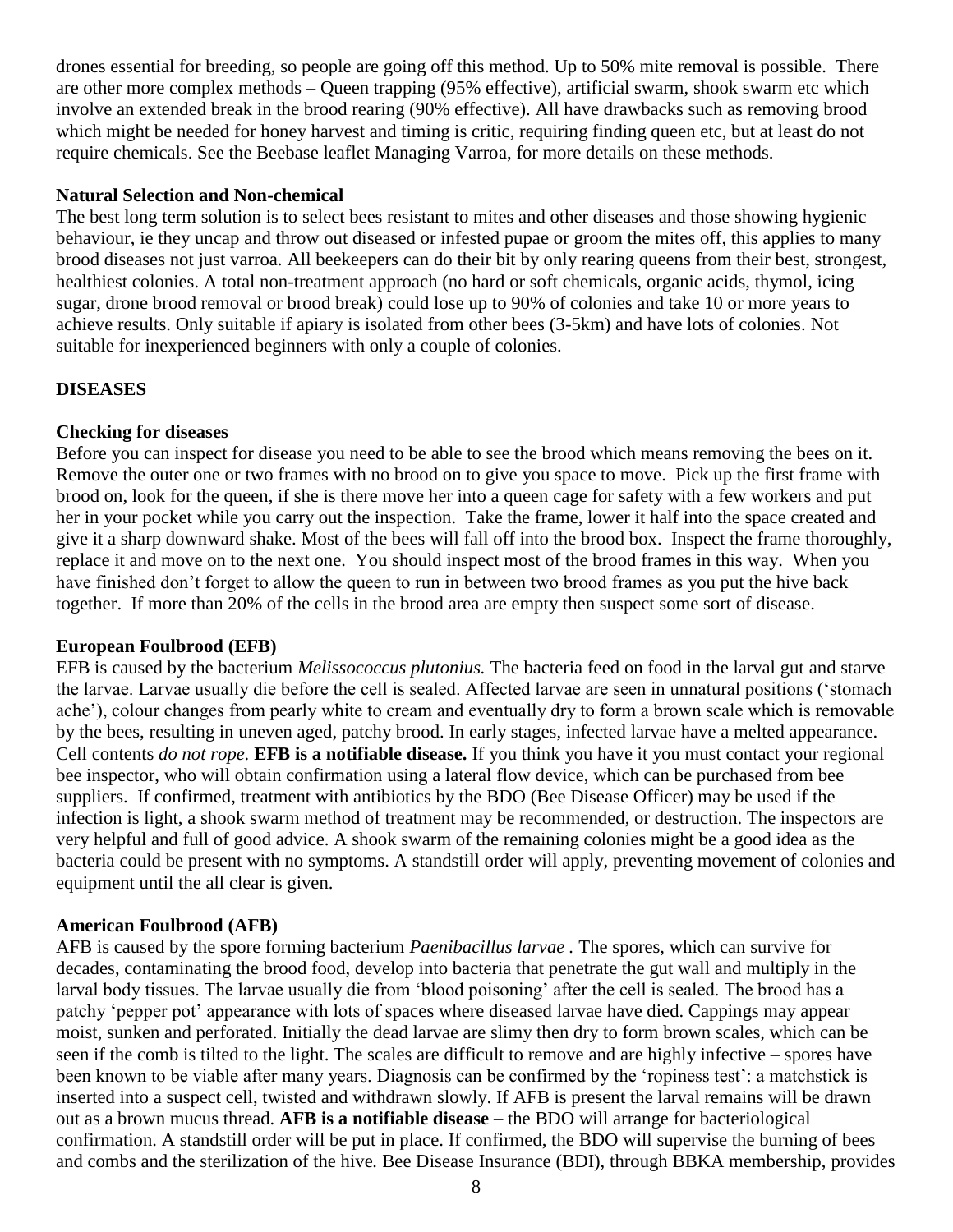drones essential for breeding, so people are going off this method. Up to 50% mite removal is possible. There are other more complex methods – Queen trapping (95% effective), artificial swarm, shook swarm etc which involve an extended break in the brood rearing (90% effective). All have drawbacks such as removing brood which might be needed for honey harvest and timing is critic, requiring finding queen etc, but at least do not require chemicals. See the Beebase leaflet Managing Varroa, for more details on these methods.

**Natural Selection and Non-chemical**

The best long term solution is to select bees resistant to mites and other diseases and those showing hygienic behaviour, ie they uncap and throw out diseased or infested pupae or groom the mites off, this applies to many brood diseases not just varroa. All beekeepers can do their bit by only rearing queens from their best, strongest, healthiest colonies. A total non-treatment approach (no hard or soft chemicals, organic acids, thymol, icing sugar, drone brood removal or brood break) could lose up to 90% of colonies and take 10 or more years to achieve results. Only suitable if apiary is isolated from other bees (3-5km) and have lots of colonies. Not suitable for inexperienced beginners with only a couple of colonies.

## DISEASES

**Checking for diseases**

Before you can inspect for disease you need to be able to see the brood which means removing the bees on it. Remove the outer one or two frames with no brood on to give you space to move. Pick up the first frame with brood on, look for the queen, if she is there move her into a queen cage for safety with a few workers and put her in your pocket while you carry out the inspection. Take the frame, lower it half into the space created and give it a sharp downward shake. Most of the bees will fall off into the brood box. Inspect the frame thoroughly, replace it and move on to the next one. You should inspect most of the brood frames in this way. When you have finished don't forget to allow the queen to run in between two brood frames as you put the hive back together. If more than 20% of the cells in the brood area are empty then suspect some sort of disease.

**European Foulbrood (EFB)**

EFB is caused by the bacterium *Melissococcus plutonius.* The bacteria feed on food in the larval gut and starve the larvae. Larvae usually die before the cell is sealed. Affected larvae are seen in unnatural positions ('stomach ache'), colour changes from pearly white to cream and eventually dry to form a brown scale which is removable by the bees, resulting in uneven aged, patchy brood. In early stages, infected larvae have a melted appearance. Cell contents *do not rope.* **EFB is a notifiable disease.** If you think you have it you must contact your regional bee inspector, who will obtain confirmation using a lateral flow device, which can be purchased from bee suppliers. If confirmed, treatment with antibiotics by the BDO (Bee Disease Officer) may be used if the infection is light, a shook swarm method of treatment may be recommended, or destruction. The inspectors are very helpful and full of good advice. A shook swarm of the remaining colonies might be a good idea as the bacteria could be present with no symptoms. A standstill order will apply, preventing movement of colonies and equipment until the all clear is given.

**American Foulbrood (AFB)**

AFB is caused by the spore forming bacterium *Paenibacillus larvae* . The spores, which can survive for decades, contaminating the brood food, develop into bacteria that penetrate the gut wall and multiply in the larval body tissues. The larvae usually die from 'blood poisoning' after the cell is sealed. The brood has a patchy 'pepper pot' appearance with lots of spaces where diseased larvae have died. Cappings may appear moist, sunken and perforated. Initially the dead larvae are slimy then dry to form brown scales, which can be seen if the comb is tilted to the light. The scales are difficult to remove and are highly infective – spores have been known to be viable after many years. Diagnosis can be confirmed by the 'ropiness test': a matchstick is inserted into a suspect cell, twisted and withdrawn slowly. If AFB is present the larval remains will be drawn out as a brown mucus thread. **AFB is a notifiable disease** – the BDO will arrange for bacteriological confirmation. A standstill order will be put in place. If confirmed, the BDO will supervise the burning of bees and combs and the sterilization of the hive. Bee Disease Insurance (BDI), through BBKA membership, provides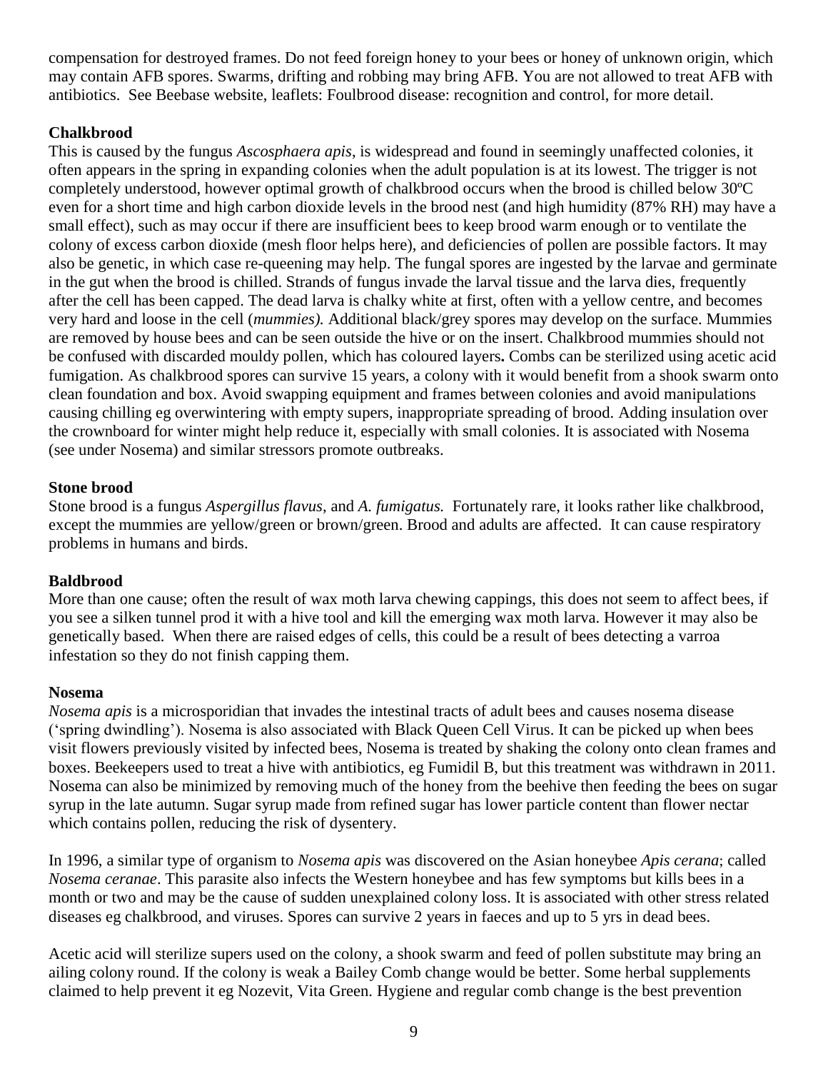compensation for destroyed frames. Do not feed foreign honey to your bees or honey of unknown origin, which may contain AFB spores. Swarms, drifting and robbing may bring AFB. You are not allowed to treat AFB with antibiotics. See Beebase website, leaflets: Foulbrood disease: recognition and control, for more detail.

**Chalkbrood**

This is caused by the fungus *Ascosphaera apis*, is widespread and found in seemingly unaffected colonies, it often appears in the spring in expanding colonies when the adult population is at its lowest. The trigger is not completely understood, however optimal growth of chalkbrood occurs when the brood is chilled below 30ºC even for a short time and high carbon dioxide levels in the brood nest (and high humidity (87% RH) may have a small effect), such as may occur if there are insufficient bees to keep brood warm enough or to ventilate the colony of excess carbon dioxide (mesh floor helps here), and deficiencies of pollen are possible factors. It may also be genetic, in which case re-queening may help. The fungal spores are ingested by the larvae and germinate in the gut when the brood is chilled. Strands of fungus invade the larval tissue and the larva dies, frequently after the cell has been capped. The dead larva is chalky white at first, often with a yellow centre, and becomes very hard and loose in the cell (*mummies).* Additional black/grey spores may develop on the surface. Mummies are removed by house bees and can be seen outside the hive or on the insert. Chalkbrood mummies should not be confused with discarded mouldy pollen, which has coloured layers**.** Combs can be sterilized using acetic acid fumigation. As chalkbrood spores can survive 15 years, a colony with it would benefit from a shook swarm onto clean foundation and box. Avoid swapping equipment and frames between colonies and avoid manipulations causing chilling eg overwintering with empty supers, inappropriate spreading of brood. Adding insulation over the crownboard for winter might help reduce it, especially with small colonies. It is associated with Nosema (see under Nosema) and similar stressors promote outbreaks.

**Stone brood**

Stone brood is a fungus *Aspergillus flavus*, and *A. fumigatus.* Fortunately rare, it looks rather like chalkbrood, except the mummies are yellow/green or brown/green. Brood and adults are affected. It can cause respiratory problems in humans and birds.

**Baldbrood**

More than one cause; often the result of wax moth larva chewing cappings, this does not seem to affect bees, if you see a silken tunnel prod it with a hive tool and kill the emerging wax moth larva. However it may also be genetically based. When there are raised edges of cells, this could be a result of bees detecting a varroa infestation so they do not finish capping them.

**Nosema**

*Nosema apis* is a microsporidian that invades the intestinal tracts of adult bees and causes nosema disease ('spring dwindling'). Nosema is also associated with Black Queen Cell Virus. It can be picked up when bees visit flowers previously visited by infected bees, Nosema is treated by shaking the colony onto clean frames and boxes. Beekeepers used to treat a hive with antibiotics, eg Fumidil B, but this treatment was withdrawn in 2011. Nosema can also be minimized by removing much of the honey from the beehive then feeding the bees on sugar syrup in the late autumn. Sugar syrup made from refined sugar has lower particle content than flower nectar which contains pollen, reducing the risk of dysentery.

In 1996, a similar type of organism to *Nosema apis* was discovered on the Asian honeybee *Apis cerana*; called *Nosema ceranae*. This parasite also infects the Western honeybee and has few symptoms but kills bees in a month or two and may be the cause of sudden unexplained colony loss. It is associated with other stress related diseases eg chalkbrood, and viruses. Spores can survive 2 years in faeces and up to 5 yrs in dead bees.

Acetic acid will sterilize supers used on the colony, a shook swarm and feed of pollen substitute may bring an ailing colony round. If the colony is weak a Bailey Comb change would be better. Some herbal supplements claimed to help prevent it eg Nozevit, Vita Green. Hygiene and regular comb change is the best prevention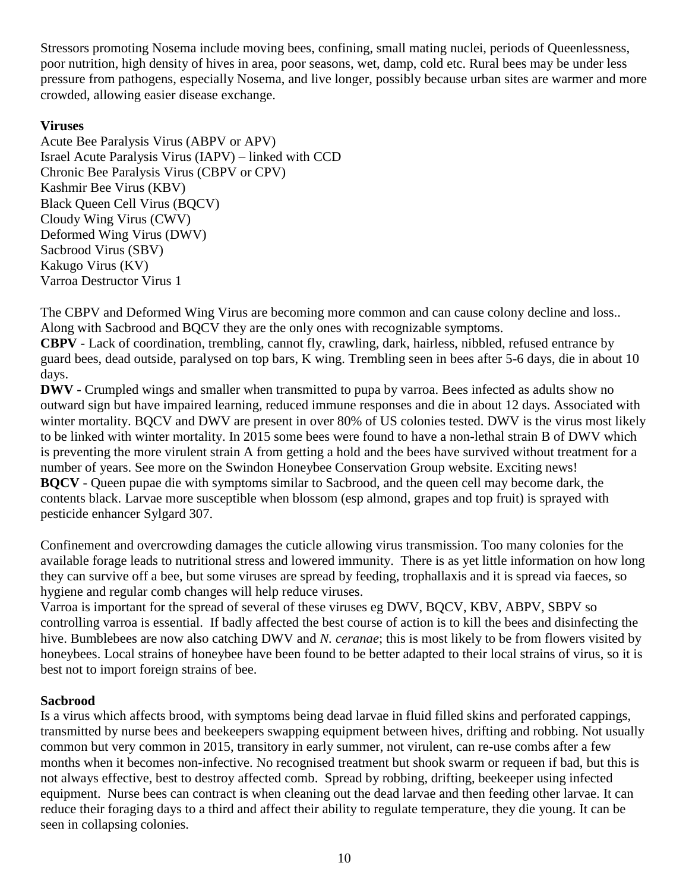Stressors promoting Nosema include moving bees, confining, small mating nuclei, periods of Queenlessness, poor nutrition, high density of hives in area, poor seasons, wet, damp, cold etc. Rural bees may be under less pressure from pathogens, especially Nosema, and live longer, possibly because urban sites are warmer and more crowded, allowing easier disease exchange.

**Viruses**

Acute Bee Paralysis Virus (ABPV or APV)
Israel Acute Paralysis Virus (IAPV) – linked with CCD
Chronic Bee Paralysis Virus (CBPV or CPV)
Kashmir Bee Virus (KBV)
Black Queen Cell Virus (BQCV)
Cloudy Wing Virus (CWV)
Deformed Wing Virus (DWV)
Sacbrood Virus (SBV)
Kakugo Virus (KV)
Varroa Destructor Virus 1

The CBPV and Deformed Wing Virus are becoming more common and can cause colony decline and loss.. Along with Sacbrood and BQCV they are the only ones with recognizable symptoms.

**CBPV** - Lack of coordination, trembling, cannot fly, crawling, dark, hairless, nibbled, refused entrance by guard bees, dead outside, paralysed on top bars, K wing. Trembling seen in bees after 5-6 days, die in about 10 days.

**DWV** - Crumpled wings and smaller when transmitted to pupa by varroa. Bees infected as adults show no outward sign but have impaired learning, reduced immune responses and die in about 12 days. Associated with winter mortality. BQCV and DWV are present in over 80% of US colonies tested. DWV is the virus most likely to be linked with winter mortality. In 2015 some bees were found to have a non-lethal strain B of DWV which is preventing the more virulent strain A from getting a hold and the bees have survived without treatment for a number of years. See more on the Swindon Honeybee Conservation Group website. Exciting news!

**BQCV** - Queen pupae die with symptoms similar to Sacbrood, and the queen cell may become dark, the contents black. Larvae more susceptible when blossom (esp almond, grapes and top fruit) is sprayed with pesticide enhancer Sylgard 307.

Confinement and overcrowding damages the cuticle allowing virus transmission. Too many colonies for the available forage leads to nutritional stress and lowered immunity. There is as yet little information on how long they can survive off a bee, but some viruses are spread by feeding, trophallaxis and it is spread via faeces, so hygiene and regular comb changes will help reduce viruses.

Varroa is important for the spread of several of these viruses eg DWV, BQCV, KBV, ABPV, SBPV so controlling varroa is essential. If badly affected the best course of action is to kill the bees and disinfecting the hive. Bumblebees are now also catching DWV and *N. ceranae*; this is most likely to be from flowers visited by honeybees. Local strains of honeybee have been found to be better adapted to their local strains of virus, so it is best not to import foreign strains of bee.

**Sacbrood**

Is a virus which affects brood, with symptoms being dead larvae in fluid filled skins and perforated cappings, transmitted by nurse bees and beekeepers swapping equipment between hives, drifting and robbing. Not usually common but very common in 2015, transitory in early summer, not virulent, can re-use combs after a few months when it becomes non-infective. No recognised treatment but shook swarm or requeen if bad, but this is not always effective, best to destroy affected comb. Spread by robbing, drifting, beekeeper using infected equipment. Nurse bees can contract is when cleaning out the dead larvae and then feeding other larvae. It can reduce their foraging days to a third and affect their ability to regulate temperature, they die young. It can be seen in collapsing colonies.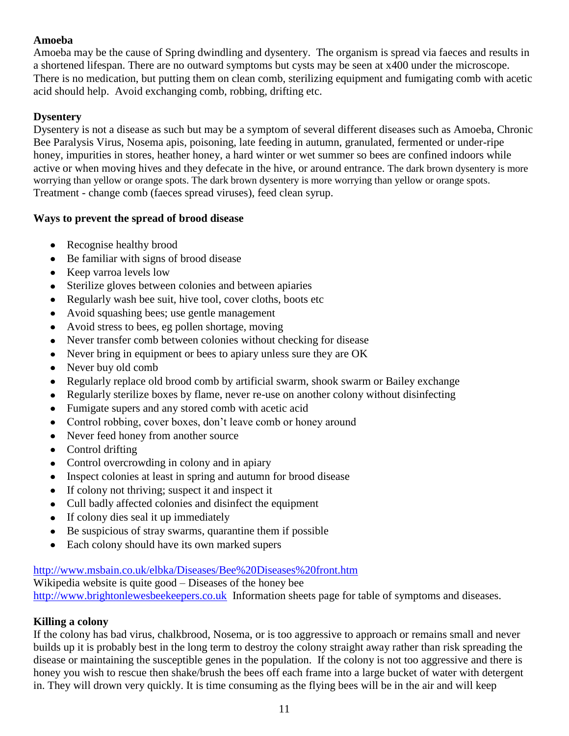**Amoeba**

Amoeba may be the cause of Spring dwindling and dysentery. The organism is spread via faeces and results in a shortened lifespan. There are no outward symptoms but cysts may be seen at x400 under the microscope. There is no medication, but putting them on clean comb, sterilizing equipment and fumigating comb with acetic acid should help. Avoid exchanging comb, robbing, drifting etc.

**Dysentery**

Dysentery is not a disease as such but may be a symptom of several different diseases such as Amoeba, Chronic Bee Paralysis Virus, Nosema apis, poisoning, late feeding in autumn, granulated, fermented or under-ripe honey, impurities in stores, heather honey, a hard winter or wet summer so bees are confined indoors while active or when moving hives and they defecate in the hive, or around entrance. The dark brown dysentery is more worrying than yellow or orange spots. The dark brown dysentery is more worrying than yellow or orange spots.
Treatment - change comb (faeces spread viruses), feed clean syrup.

**Ways to prevent the spread of brood disease**

- Recognise healthy brood
- Be familiar with signs of brood disease
- Keep varroa levels low
- Sterilize gloves between colonies and between apiaries
- Regularly wash bee suit, hive tool, cover cloths, boots etc
- Avoid squashing bees; use gentle management
- Avoid stress to bees, eg pollen shortage, moving
- Never transfer comb between colonies without checking for disease
- Never bring in equipment or bees to apiary unless sure they are OK
- Never buy old comb
- Regularly replace old brood comb by artificial swarm, shook swarm or Bailey exchange
- Regularly sterilize boxes by flame, never re-use on another colony without disinfecting
- Fumigate supers and any stored comb with acetic acid
- Control robbing, cover boxes, don't leave comb or honey around
- Never feed honey from another source
- Control drifting
- Control overcrowding in colony and in apiary
- Inspect colonies at least in spring and autumn for brood disease
- If colony not thriving; suspect it and inspect it
- Cull badly affected colonies and disinfect the equipment
- If colony dies seal it up immediately
- Be suspicious of stray swarms, quarantine them if possible
- Each colony should have its own marked supers

http://www.msbain.co.uk/elbka/Diseases/Bee%20Diseases%20front.htm
Wikipedia website is quite good – Diseases of the honey bee
http://www.brightonlewesbeekeepers.co.uk Information sheets page for table of symptoms and diseases.

**Killing a colony**

If the colony has bad virus, chalkbrood, Nosema, or is too aggressive to approach or remains small and never builds up it is probably best in the long term to destroy the colony straight away rather than risk spreading the disease or maintaining the susceptible genes in the population. If the colony is not too aggressive and there is honey you wish to rescue then shake/brush the bees off each frame into a large bucket of water with detergent in. They will drown very quickly. It is time consuming as the flying bees will be in the air and will keep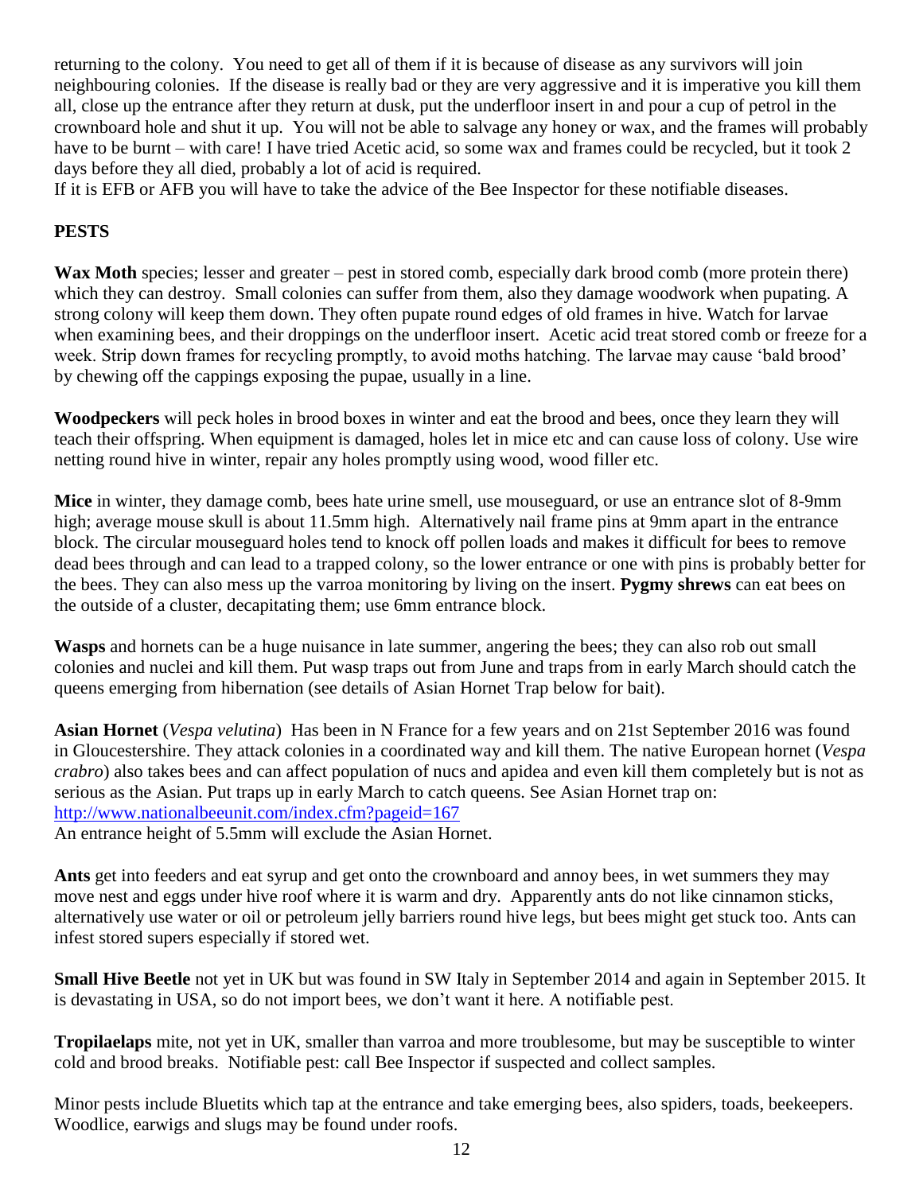returning to the colony. You need to get all of them if it is because of disease as any survivors will join neighbouring colonies. If the disease is really bad or they are very aggressive and it is imperative you kill them all, close up the entrance after they return at dusk, put the underfloor insert in and pour a cup of petrol in the crownboard hole and shut it up. You will not be able to salvage any honey or wax, and the frames will probably have to be burnt – with care! I have tried Acetic acid, so some wax and frames could be recycled, but it took 2 days before they all died, probably a lot of acid is required.

If it is EFB or AFB you will have to take the advice of the Bee Inspector for these notifiable diseases.

## PESTS

**Wax Moth** species; lesser and greater – pest in stored comb, especially dark brood comb (more protein there) which they can destroy. Small colonies can suffer from them, also they damage woodwork when pupating. A strong colony will keep them down. They often pupate round edges of old frames in hive. Watch for larvae when examining bees, and their droppings on the underfloor insert. Acetic acid treat stored comb or freeze for a week. Strip down frames for recycling promptly, to avoid moths hatching. The larvae may cause 'bald brood' by chewing off the cappings exposing the pupae, usually in a line.

**Woodpeckers** will peck holes in brood boxes in winter and eat the brood and bees, once they learn they will teach their offspring. When equipment is damaged, holes let in mice etc and can cause loss of colony. Use wire netting round hive in winter, repair any holes promptly using wood, wood filler etc.

**Mice** in winter, they damage comb, bees hate urine smell, use mouseguard, or use an entrance slot of 8-9mm high; average mouse skull is about 11.5mm high. Alternatively nail frame pins at 9mm apart in the entrance block. The circular mouseguard holes tend to knock off pollen loads and makes it difficult for bees to remove dead bees through and can lead to a trapped colony, so the lower entrance or one with pins is probably better for the bees. They can also mess up the varroa monitoring by living on the insert. **Pygmy shrews** can eat bees on the outside of a cluster, decapitating them; use 6mm entrance block.

**Wasps** and hornets can be a huge nuisance in late summer, angering the bees; they can also rob out small colonies and nuclei and kill them. Put wasp traps out from June and traps from in early March should catch the queens emerging from hibernation (see details of Asian Hornet Trap below for bait).

**Asian Hornet** (*Vespa velutina*) Has been in N France for a few years and on 21st September 2016 was found in Gloucestershire. They attack colonies in a coordinated way and kill them. The native European hornet (*Vespa crabro*) also takes bees and can affect population of nucs and apidea and even kill them completely but is not as serious as the Asian. Put traps up in early March to catch queens. See Asian Hornet trap on: http://www.nationalbeeunit.com/index.cfm?pageid=167
An entrance height of 5.5mm will exclude the Asian Hornet.

**Ants** get into feeders and eat syrup and get onto the crownboard and annoy bees, in wet summers they may move nest and eggs under hive roof where it is warm and dry. Apparently ants do not like cinnamon sticks, alternatively use water or oil or petroleum jelly barriers round hive legs, but bees might get stuck too. Ants can infest stored supers especially if stored wet.

**Small Hive Beetle** not yet in UK but was found in SW Italy in September 2014 and again in September 2015. It is devastating in USA, so do not import bees, we don't want it here. A notifiable pest.

**Tropilaelaps** mite, not yet in UK, smaller than varroa and more troublesome, but may be susceptible to winter cold and brood breaks. Notifiable pest: call Bee Inspector if suspected and collect samples.

Minor pests include Bluetits which tap at the entrance and take emerging bees, also spiders, toads, beekeepers. Woodlice, earwigs and slugs may be found under roofs.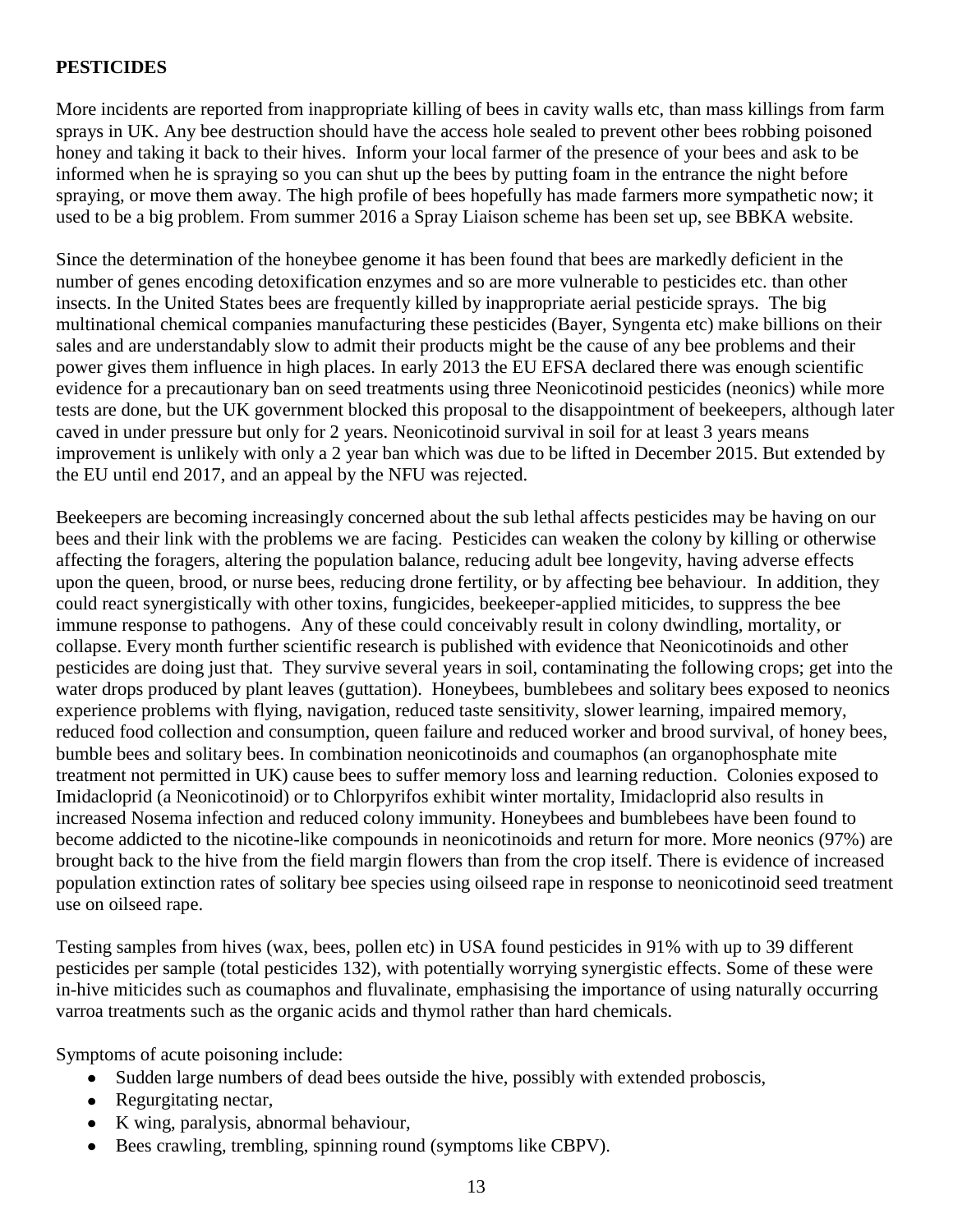**PESTICIDES**

More incidents are reported from inappropriate killing of bees in cavity walls etc, than mass killings from farm sprays in UK. Any bee destruction should have the access hole sealed to prevent other bees robbing poisoned honey and taking it back to their hives. Inform your local farmer of the presence of your bees and ask to be informed when he is spraying so you can shut up the bees by putting foam in the entrance the night before spraying, or move them away. The high profile of bees hopefully has made farmers more sympathetic now; it used to be a big problem. From summer 2016 a Spray Liaison scheme has been set up, see BBKA website.

Since the determination of the honeybee genome it has been found that bees are markedly deficient in the number of genes encoding detoxification enzymes and so are more vulnerable to pesticides etc. than other insects. In the United States bees are frequently killed by inappropriate aerial pesticide sprays. The big multinational chemical companies manufacturing these pesticides (Bayer, Syngenta etc) make billions on their sales and are understandably slow to admit their products might be the cause of any bee problems and their power gives them influence in high places. In early 2013 the EU EFSA declared there was enough scientific evidence for a precautionary ban on seed treatments using three Neonicotinoid pesticides (neonics) while more tests are done, but the UK government blocked this proposal to the disappointment of beekeepers, although later caved in under pressure but only for 2 years. Neonicotinoid survival in soil for at least 3 years means improvement is unlikely with only a 2 year ban which was due to be lifted in December 2015. But extended by the EU until end 2017, and an appeal by the NFU was rejected.

Beekeepers are becoming increasingly concerned about the sub lethal affects pesticides may be having on our bees and their link with the problems we are facing. Pesticides can weaken the colony by killing or otherwise affecting the foragers, altering the population balance, reducing adult bee longevity, having adverse effects upon the queen, brood, or nurse bees, reducing drone fertility, or by affecting bee behaviour. In addition, they could react synergistically with other toxins, fungicides, beekeeper-applied miticides, to suppress the bee immune response to pathogens. Any of these could conceivably result in colony dwindling, mortality, or collapse. Every month further scientific research is published with evidence that Neonicotinoids and other pesticides are doing just that. They survive several years in soil, contaminating the following crops; get into the water drops produced by plant leaves (guttation). Honeybees, bumblebees and solitary bees exposed to neonics experience problems with flying, navigation, reduced taste sensitivity, slower learning, impaired memory, reduced food collection and consumption, queen failure and reduced worker and brood survival, of honey bees, bumble bees and solitary bees. In combination neonicotinoids and coumaphos (an organophosphate mite treatment not permitted in UK) cause bees to suffer memory loss and learning reduction. Colonies exposed to Imidacloprid (a Neonicotinoid) or to Chlorpyrifos exhibit winter mortality, Imidacloprid also results in increased Nosema infection and reduced colony immunity. Honeybees and bumblebees have been found to become addicted to the nicotine-like compounds in neonicotinoids and return for more. More neonics (97%) are brought back to the hive from the field margin flowers than from the crop itself. There is evidence of increased population extinction rates of solitary bee species using oilseed rape in response to neonicotinoid seed treatment use on oilseed rape.

Testing samples from hives (wax, bees, pollen etc) in USA found pesticides in 91% with up to 39 different pesticides per sample (total pesticides 132), with potentially worrying synergistic effects. Some of these were in-hive miticides such as coumaphos and fluvalinate, emphasising the importance of using naturally occurring varroa treatments such as the organic acids and thymol rather than hard chemicals.

Symptoms of acute poisoning include:

- Sudden large numbers of dead bees outside the hive, possibly with extended proboscis,
- Regurgitating nectar,
- K wing, paralysis, abnormal behaviour,
- Bees crawling, trembling, spinning round (symptoms like CBPV).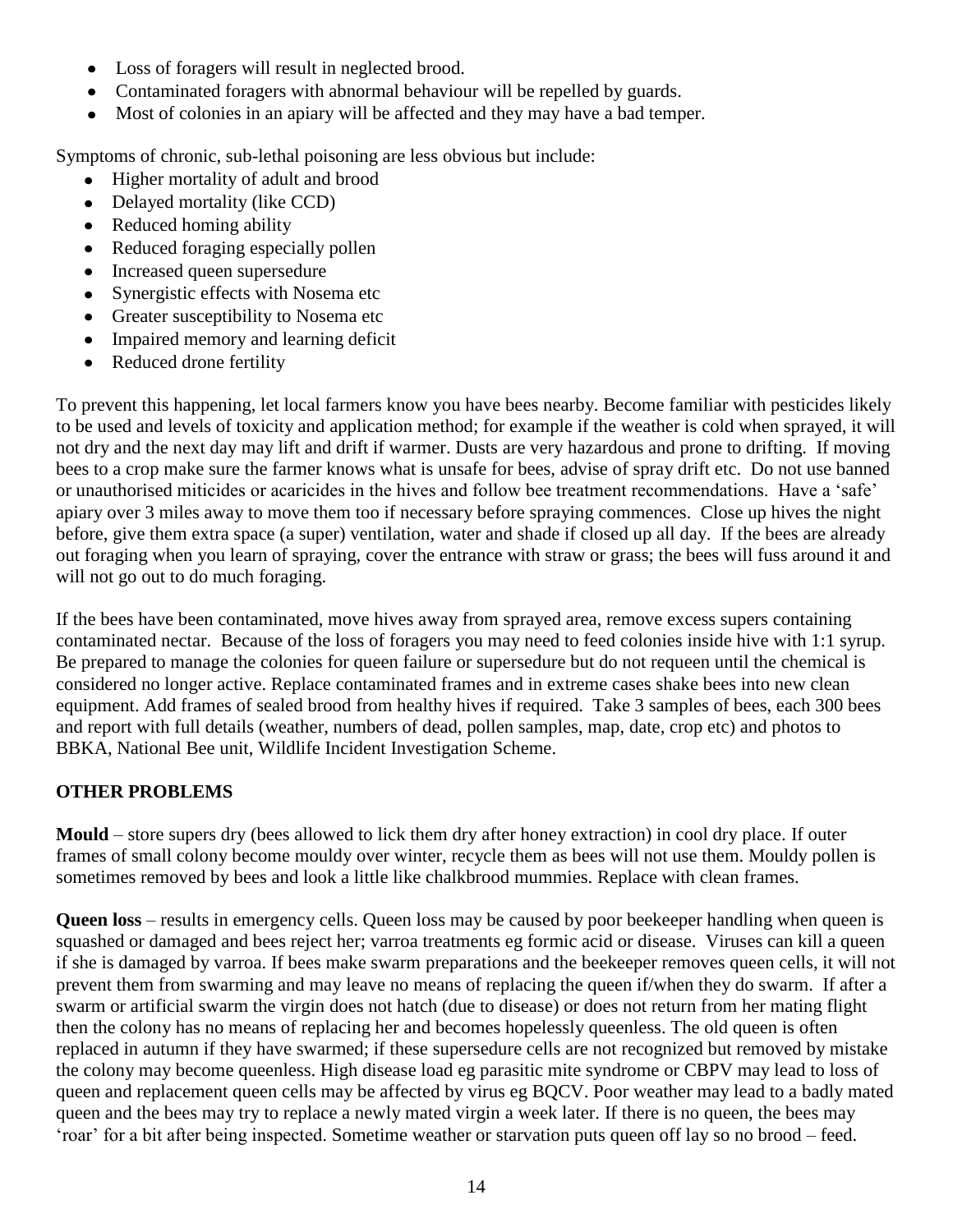- Loss of foragers will result in neglected brood.
- Contaminated foragers with abnormal behaviour will be repelled by guards.
- Most of colonies in an apiary will be affected and they may have a bad temper.

Symptoms of chronic, sub-lethal poisoning are less obvious but include:

- Higher mortality of adult and brood
- Delayed mortality (like CCD)
- Reduced homing ability
- Reduced foraging especially pollen
- Increased queen supersedure
- Synergistic effects with Nosema etc
- Greater susceptibility to Nosema etc
- Impaired memory and learning deficit
- Reduced drone fertility

To prevent this happening, let local farmers know you have bees nearby. Become familiar with pesticides likely to be used and levels of toxicity and application method; for example if the weather is cold when sprayed, it will not dry and the next day may lift and drift if warmer. Dusts are very hazardous and prone to drifting. If moving bees to a crop make sure the farmer knows what is unsafe for bees, advise of spray drift etc. Do not use banned or unauthorised miticides or acaricides in the hives and follow bee treatment recommendations. Have a 'safe' apiary over 3 miles away to move them too if necessary before spraying commences. Close up hives the night before, give them extra space (a super) ventilation, water and shade if closed up all day. If the bees are already out foraging when you learn of spraying, cover the entrance with straw or grass; the bees will fuss around it and will not go out to do much foraging.

If the bees have been contaminated, move hives away from sprayed area, remove excess supers containing contaminated nectar. Because of the loss of foragers you may need to feed colonies inside hive with 1:1 syrup. Be prepared to manage the colonies for queen failure or supersedure but do not requeen until the chemical is considered no longer active. Replace contaminated frames and in extreme cases shake bees into new clean equipment. Add frames of sealed brood from healthy hives if required. Take 3 samples of bees, each 300 bees and report with full details (weather, numbers of dead, pollen samples, map, date, crop etc) and photos to BBKA, National Bee unit, Wildlife Incident Investigation Scheme.

## OTHER PROBLEMS

**Mould** – store supers dry (bees allowed to lick them dry after honey extraction) in cool dry place. If outer frames of small colony become mouldy over winter, recycle them as bees will not use them. Mouldy pollen is sometimes removed by bees and look a little like chalkbrood mummies. Replace with clean frames.

**Queen loss** – results in emergency cells. Queen loss may be caused by poor beekeeper handling when queen is squashed or damaged and bees reject her; varroa treatments eg formic acid or disease. Viruses can kill a queen if she is damaged by varroa. If bees make swarm preparations and the beekeeper removes queen cells, it will not prevent them from swarming and may leave no means of replacing the queen if/when they do swarm. If after a swarm or artificial swarm the virgin does not hatch (due to disease) or does not return from her mating flight then the colony has no means of replacing her and becomes hopelessly queenless. The old queen is often replaced in autumn if they have swarmed; if these supersedure cells are not recognized but removed by mistake the colony may become queenless. High disease load eg parasitic mite syndrome or CBPV may lead to loss of queen and replacement queen cells may be affected by virus eg BQCV. Poor weather may lead to a badly mated queen and the bees may try to replace a newly mated virgin a week later. If there is no queen, the bees may 'roar' for a bit after being inspected. Sometime weather or starvation puts queen off lay so no brood – feed.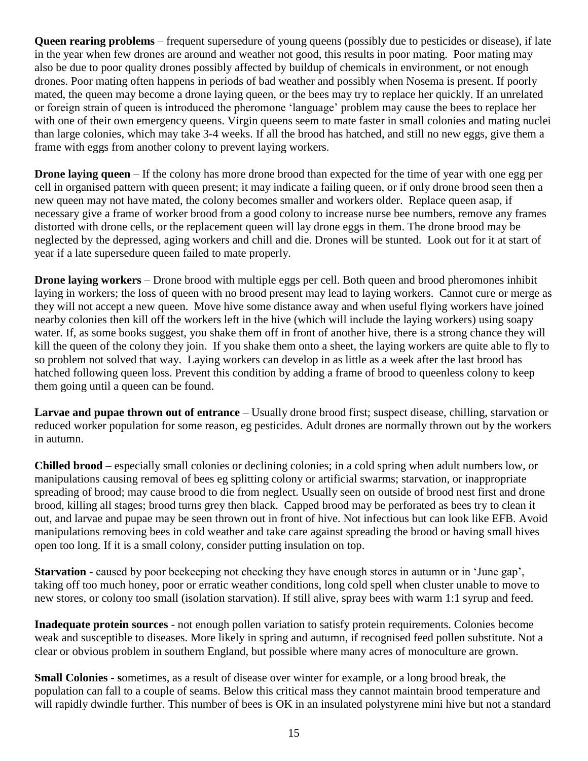**Queen rearing problems** – frequent supersedure of young queens (possibly due to pesticides or disease), if late in the year when few drones are around and weather not good, this results in poor mating. Poor mating may also be due to poor quality drones possibly affected by buildup of chemicals in environment, or not enough drones. Poor mating often happens in periods of bad weather and possibly when Nosema is present. If poorly mated, the queen may become a drone laying queen, or the bees may try to replace her quickly. If an unrelated or foreign strain of queen is introduced the pheromone 'language' problem may cause the bees to replace her with one of their own emergency queens. Virgin queens seem to mate faster in small colonies and mating nuclei than large colonies, which may take 3-4 weeks. If all the brood has hatched, and still no new eggs, give them a frame with eggs from another colony to prevent laying workers.

**Drone laying queen** – If the colony has more drone brood than expected for the time of year with one egg per cell in organised pattern with queen present; it may indicate a failing queen, or if only drone brood seen then a new queen may not have mated, the colony becomes smaller and workers older. Replace queen asap, if necessary give a frame of worker brood from a good colony to increase nurse bee numbers, remove any frames distorted with drone cells, or the replacement queen will lay drone eggs in them. The drone brood may be neglected by the depressed, aging workers and chill and die. Drones will be stunted. Look out for it at start of year if a late supersedure queen failed to mate properly.

**Drone laying workers** – Drone brood with multiple eggs per cell. Both queen and brood pheromones inhibit laying in workers; the loss of queen with no brood present may lead to laying workers. Cannot cure or merge as they will not accept a new queen. Move hive some distance away and when useful flying workers have joined nearby colonies then kill off the workers left in the hive (which will include the laying workers) using soapy water. If, as some books suggest, you shake them off in front of another hive, there is a strong chance they will kill the queen of the colony they join. If you shake them onto a sheet, the laying workers are quite able to fly to so problem not solved that way. Laying workers can develop in as little as a week after the last brood has hatched following queen loss. Prevent this condition by adding a frame of brood to queenless colony to keep them going until a queen can be found.

**Larvae and pupae thrown out of entrance** – Usually drone brood first; suspect disease, chilling, starvation or reduced worker population for some reason, eg pesticides. Adult drones are normally thrown out by the workers in autumn.

**Chilled brood** – especially small colonies or declining colonies; in a cold spring when adult numbers low, or manipulations causing removal of bees eg splitting colony or artificial swarms; starvation, or inappropriate spreading of brood; may cause brood to die from neglect. Usually seen on outside of brood nest first and drone brood, killing all stages; brood turns grey then black. Capped brood may be perforated as bees try to clean it out, and larvae and pupae may be seen thrown out in front of hive. Not infectious but can look like EFB. Avoid manipulations removing bees in cold weather and take care against spreading the brood or having small hives open too long. If it is a small colony, consider putting insulation on top.

**Starvation** - caused by poor beekeeping not checking they have enough stores in autumn or in 'June gap', taking off too much honey, poor or erratic weather conditions, long cold spell when cluster unable to move to new stores, or colony too small (isolation starvation). If still alive, spray bees with warm 1:1 syrup and feed.

**Inadequate protein sources** - not enough pollen variation to satisfy protein requirements. Colonies become weak and susceptible to diseases. More likely in spring and autumn, if recognised feed pollen substitute. Not a clear or obvious problem in southern England, but possible where many acres of monoculture are grown.

**Small Colonies - s**ometimes, as a result of disease over winter for example, or a long brood break, the population can fall to a couple of seams. Below this critical mass they cannot maintain brood temperature and will rapidly dwindle further. This number of bees is OK in an insulated polystyrene mini hive but not a standard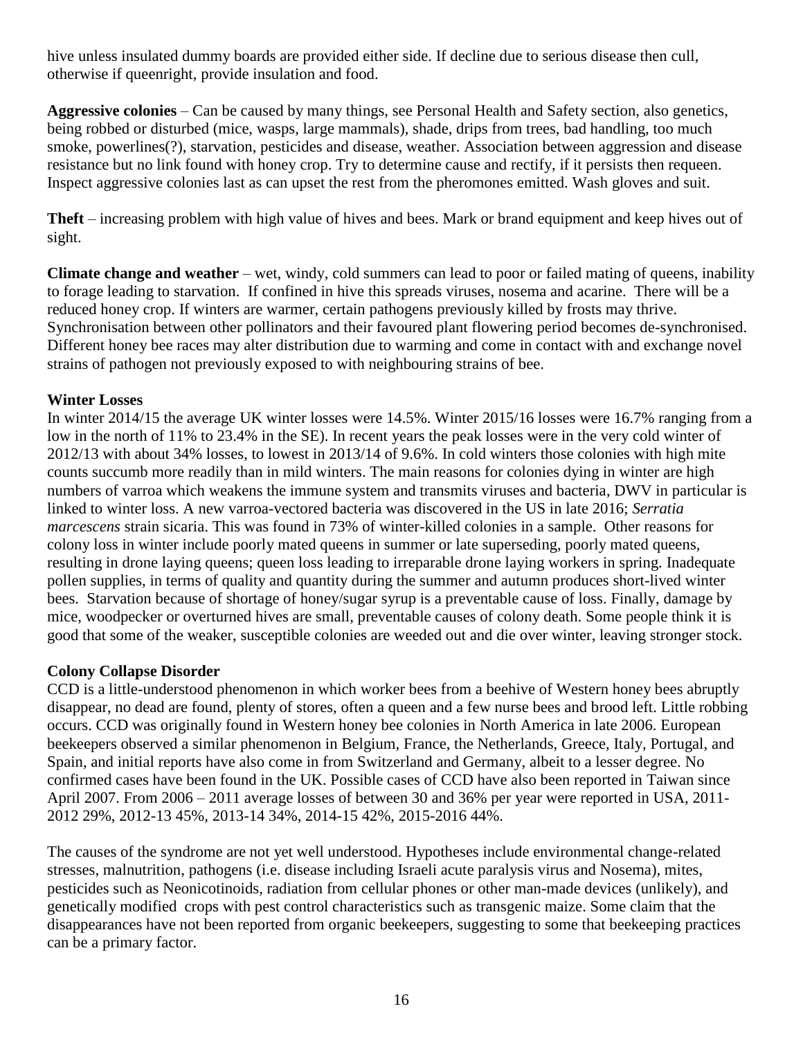hive unless insulated dummy boards are provided either side. If decline due to serious disease then cull, otherwise if queenright, provide insulation and food.

**Aggressive colonies** – Can be caused by many things, see Personal Health and Safety section, also genetics, being robbed or disturbed (mice, wasps, large mammals), shade, drips from trees, bad handling, too much smoke, powerlines(?), starvation, pesticides and disease, weather. Association between aggression and disease resistance but no link found with honey crop. Try to determine cause and rectify, if it persists then requeen. Inspect aggressive colonies last as can upset the rest from the pheromones emitted. Wash gloves and suit.

**Theft** – increasing problem with high value of hives and bees. Mark or brand equipment and keep hives out of sight.

**Climate change and weather** – wet, windy, cold summers can lead to poor or failed mating of queens, inability to forage leading to starvation. If confined in hive this spreads viruses, nosema and acarine. There will be a reduced honey crop. If winters are warmer, certain pathogens previously killed by frosts may thrive. Synchronisation between other pollinators and their favoured plant flowering period becomes de-synchronised. Different honey bee races may alter distribution due to warming and come in contact with and exchange novel strains of pathogen not previously exposed to with neighbouring strains of bee.

### Winter Losses

In winter 2014/15 the average UK winter losses were 14.5%. Winter 2015/16 losses were 16.7% ranging from a low in the north of 11% to 23.4% in the SE). In recent years the peak losses were in the very cold winter of 2012/13 with about 34% losses, to lowest in 2013/14 of 9.6%. In cold winters those colonies with high mite counts succumb more readily than in mild winters. The main reasons for colonies dying in winter are high numbers of varroa which weakens the immune system and transmits viruses and bacteria, DWV in particular is linked to winter loss. A new varroa-vectored bacteria was discovered in the US in late 2016; *Serratia marcescens* strain sicaria. This was found in 73% of winter-killed colonies in a sample. Other reasons for colony loss in winter include poorly mated queens in summer or late superseding, poorly mated queens, resulting in drone laying queens; queen loss leading to irreparable drone laying workers in spring. Inadequate pollen supplies, in terms of quality and quantity during the summer and autumn produces short-lived winter bees. Starvation because of shortage of honey/sugar syrup is a preventable cause of loss. Finally, damage by mice, woodpecker or overturned hives are small, preventable causes of colony death. Some people think it is good that some of the weaker, susceptible colonies are weeded out and die over winter, leaving stronger stock.

### Colony Collapse Disorder

CCD is a little-understood phenomenon in which worker bees from a beehive of Western honey bees abruptly disappear, no dead are found, plenty of stores, often a queen and a few nurse bees and brood left. Little robbing occurs. CCD was originally found in Western honey bee colonies in North America in late 2006. European beekeepers observed a similar phenomenon in Belgium, France, the Netherlands, Greece, Italy, Portugal, and Spain, and initial reports have also come in from Switzerland and Germany, albeit to a lesser degree. No confirmed cases have been found in the UK. Possible cases of CCD have also been reported in Taiwan since April 2007. From 2006 – 2011 average losses of between 30 and 36% per year were reported in USA, 2011-2012 29%, 2012-13 45%, 2013-14 34%, 2014-15 42%, 2015-2016 44%.

The causes of the syndrome are not yet well understood. Hypotheses include environmental change-related stresses, malnutrition, pathogens (i.e. disease including Israeli acute paralysis virus and Nosema), mites, pesticides such as Neonicotinoids, radiation from cellular phones or other man-made devices (unlikely), and genetically modified crops with pest control characteristics such as transgenic maize. Some claim that the disappearances have not been reported from organic beekeepers, suggesting to some that beekeeping practices can be a primary factor.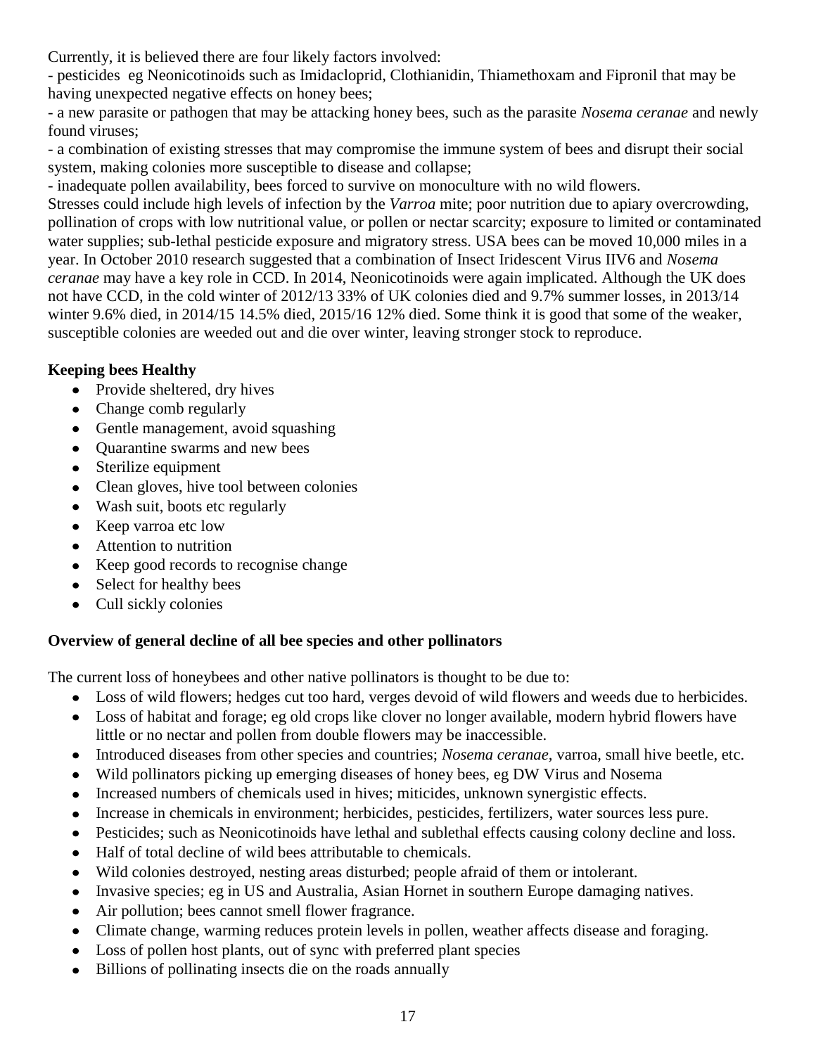Currently, it is believed there are four likely factors involved:

- pesticides eg Neonicotinoids such as Imidacloprid, Clothianidin, Thiamethoxam and Fipronil that may be having unexpected negative effects on honey bees;
- a new parasite or pathogen that may be attacking honey bees, such as the parasite *Nosema ceranae* and newly found viruses;
- a combination of existing stresses that may compromise the immune system of bees and disrupt their social system, making colonies more susceptible to disease and collapse;
- inadequate pollen availability, bees forced to survive on monoculture with no wild flowers.

Stresses could include high levels of infection by the *Varroa* mite; poor nutrition due to apiary overcrowding, pollination of crops with low nutritional value, or pollen or nectar scarcity; exposure to limited or contaminated water supplies; sub-lethal pesticide exposure and migratory stress. USA bees can be moved 10,000 miles in a year. In October 2010 research suggested that a combination of Insect Iridescent Virus IIV6 and *Nosema ceranae* may have a key role in CCD. In 2014, Neonicotinoids were again implicated. Although the UK does not have CCD, in the cold winter of 2012/13 33% of UK colonies died and 9.7% summer losses, in 2013/14 winter 9.6% died, in 2014/15 14.5% died, 2015/16 12% died. Some think it is good that some of the weaker, susceptible colonies are weeded out and die over winter, leaving stronger stock to reproduce.

**Keeping bees Healthy**

- Provide sheltered, dry hives
- Change comb regularly
- Gentle management, avoid squashing
- Quarantine swarms and new bees
- Sterilize equipment
- Clean gloves, hive tool between colonies
- Wash suit, boots etc regularly
- Keep varroa etc low
- Attention to nutrition
- Keep good records to recognise change
- Select for healthy bees
- Cull sickly colonies

**Overview of general decline of all bee species and other pollinators**

The current loss of honeybees and other native pollinators is thought to be due to:

- Loss of wild flowers; hedges cut too hard, verges devoid of wild flowers and weeds due to herbicides.
- Loss of habitat and forage; eg old crops like clover no longer available, modern hybrid flowers have little or no nectar and pollen from double flowers may be inaccessible.
- Introduced diseases from other species and countries; *Nosema ceranae*, varroa, small hive beetle, etc.
- Wild pollinators picking up emerging diseases of honey bees, eg DW Virus and Nosema
- Increased numbers of chemicals used in hives; miticides, unknown synergistic effects.
- Increase in chemicals in environment; herbicides, pesticides, fertilizers, water sources less pure.
- Pesticides; such as Neonicotinoids have lethal and sublethal effects causing colony decline and loss.
- Half of total decline of wild bees attributable to chemicals.
- Wild colonies destroyed, nesting areas disturbed; people afraid of them or intolerant.
- Invasive species; eg in US and Australia, Asian Hornet in southern Europe damaging natives.
- Air pollution; bees cannot smell flower fragrance.
- Climate change, warming reduces protein levels in pollen, weather affects disease and foraging.
- Loss of pollen host plants, out of sync with preferred plant species
- Billions of pollinating insects die on the roads annually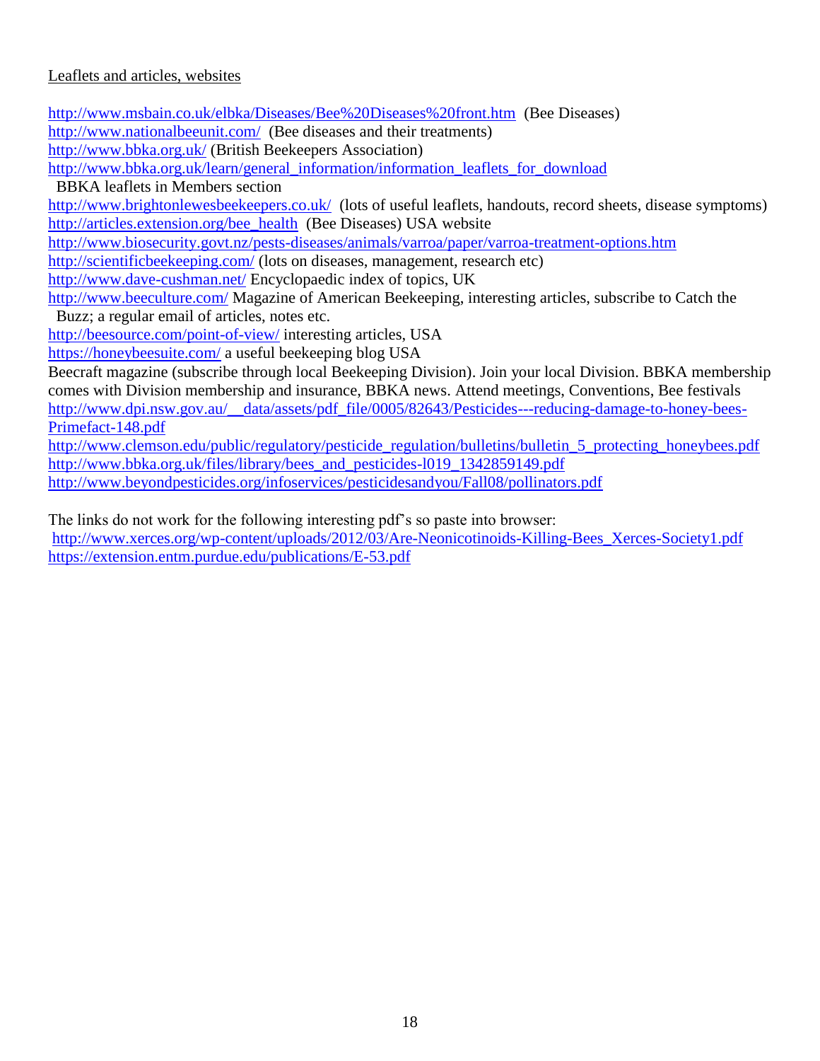Leaflets and articles, websites

http://www.msbain.co.uk/elbka/Diseases/Bee%20Diseases%20front.htm (Bee Diseases)
http://www.nationalbeeunit.com/ (Bee diseases and their treatments)
http://www.bbka.org.uk/ (British Beekeepers Association)
http://www.bbka.org.uk/learn/general_information/information_leaflets_for_download
BBKA leaflets in Members section
http://www.brightonlewesbeekeepers.co.uk/ (lots of useful leaflets, handouts, record sheets, disease symptoms)
http://articles.extension.org/bee_health (Bee Diseases) USA website
http://www.biosecurity.govt.nz/pests-diseases/animals/varroa/paper/varroa-treatment-options.htm
http://scientificbeekeeping.com/ (lots on diseases, management, research etc)
http://www.dave-cushman.net/ Encyclopaedic index of topics, UK
http://www.beeculture.com/ Magazine of American Beekeeping, interesting articles, subscribe to Catch the Buzz; a regular email of articles, notes etc.
http://beesource.com/point-of-view/ interesting articles, USA
https://honeybeesuite.com/ a useful beekeeping blog USA
Beecraft magazine (subscribe through local Beekeeping Division). Join your local Division. BBKA membership comes with Division membership and insurance, BBKA news. Attend meetings, Conventions, Bee festivals
http://www.dpi.nsw.gov.au/__data/assets/pdf_file/0005/82643/Pesticides---reducing-damage-to-honey-bees-Primefact-148.pdf
http://www.clemson.edu/public/regulatory/pesticide_regulation/bulletins/bulletin_5_protecting_honeybees.pdf
http://www.bbka.org.uk/files/library/bees_and_pesticides-l019_1342859149.pdf
http://www.beyondpesticides.org/infoservices/pesticidesandyou/Fall08/pollinators.pdf

The links do not work for the following interesting pdf's so paste into browser:
http://www.xerces.org/wp-content/uploads/2012/03/Are-Neonicotinoids-Killing-Bees_Xerces-Society1.pdf
https://extension.entm.purdue.edu/publications/E-53.pdf